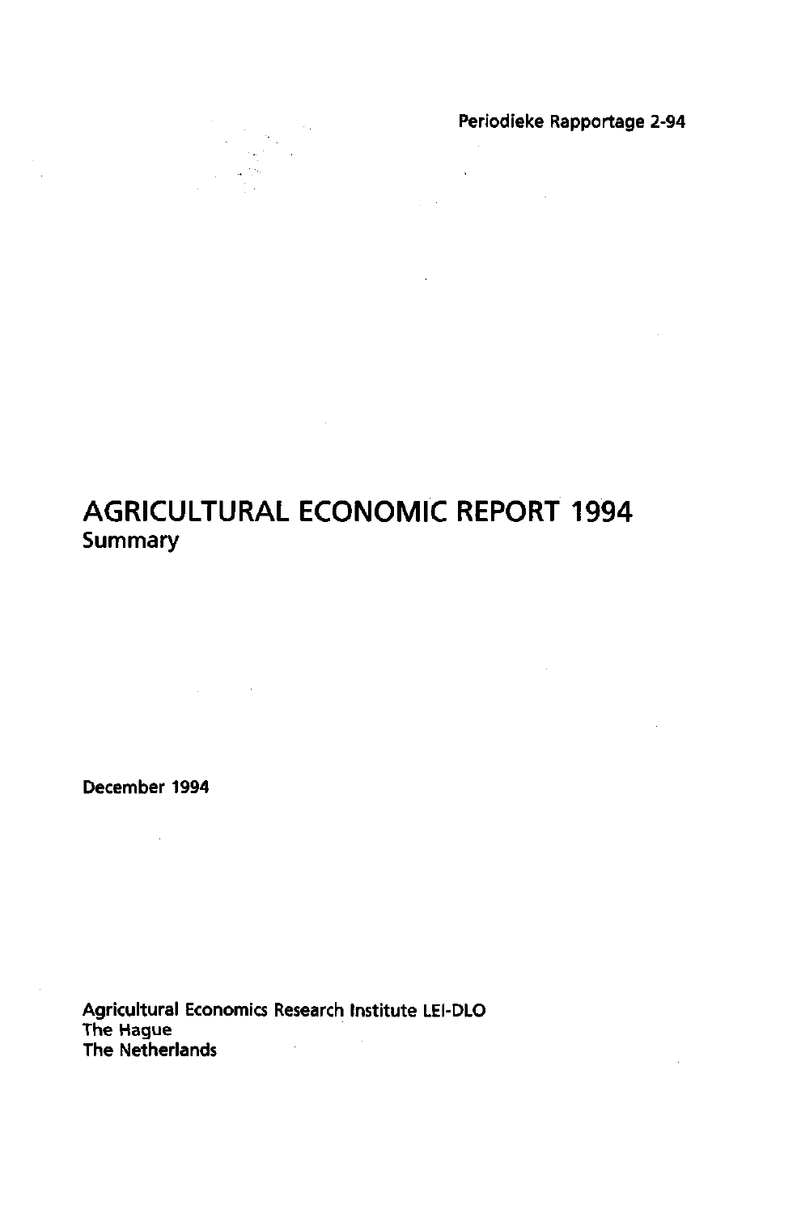Periodieke Rapportage 2-94

# AGRICULTURAL ECONOMIC REPORT 1994
## Summary

December 1994

Agricultural Economics Research Institute LEI-DLO
The Hague
The Netherlands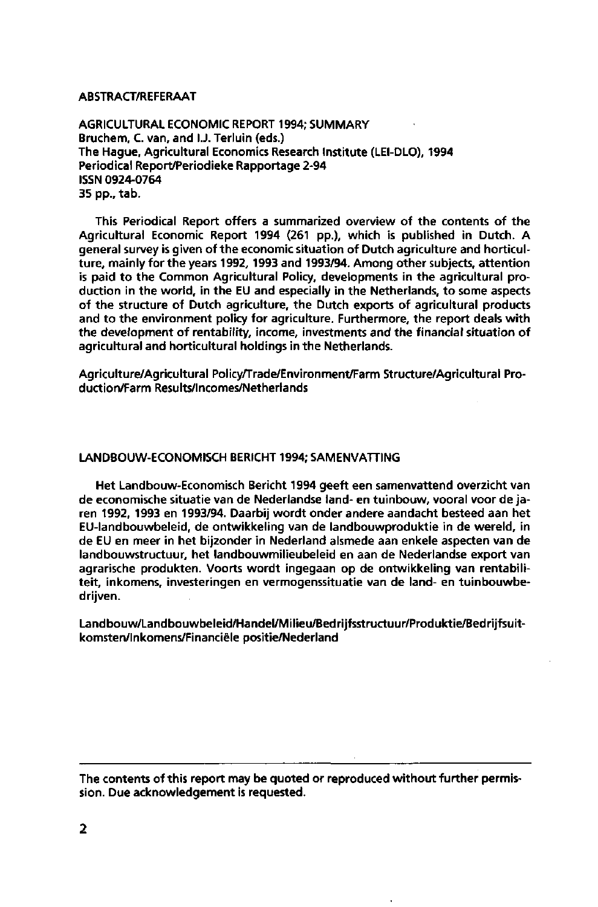ABSTRACT/REFERAAT

AGRICULTURAL ECONOMIC REPORT 1994; SUMMARY
Bruchem, C. van, and I.J. Terluin (eds.)
The Hague, Agricultural Economics Research Institute (LEI-DLO), 1994
Periodical Report/Periodieke Rapportage 2-94
ISSN 0924-0764
35 pp., tab.

This Periodical Report offers a summarized overview of the contents of the Agricultural Economic Report 1994 (261 pp.), which is published in Dutch. A general survey is given of the economic situation of Dutch agriculture and horticulture, mainly for the years 1992, 1993 and 1993/94. Among other subjects, attention is paid to the Common Agricultural Policy, developments in the agricultural production in the world, in the EU and especially in the Netherlands, to some aspects of the structure of Dutch agriculture, the Dutch exports of agricultural products and to the environment policy for agriculture. Furthermore, the report deals with the development of rentability, income, investments and the financial situation of agricultural and horticultural holdings in the Netherlands.

Agriculture/Agricultural Policy/Trade/Environment/Farm Structure/Agricultural Production/Farm Results/Incomes/Netherlands

LANDBOUW-ECONOMISCH BERICHT 1994; SAMENVATTING

Het Landbouw-Economisch Bericht 1994 geeft een samenvattend overzicht van de economische situatie van de Nederlandse land- en tuinbouw, vooral voor de jaren 1992, 1993 en 1993/94. Daarbij wordt onder andere aandacht besteed aan het EU-landbouwbeleid, de ontwikkeling van de landbouwproduktie in de wereld, in de EU en meer in het bijzonder in Nederland alsmede aan enkele aspecten van de landbouwstructuur, het landbouwmilieubeleid en aan de Nederlandse export van agrarische produkten. Voorts wordt ingegaan op de ontwikkeling van rentabiliteit, inkomens, investeringen en vermogenssituatie van de land- en tuinbouwbedrijven.

Landbouw/Landbouwbeleid/Handel/Milieu/Bedrijfsstructuur/Produktie/Bedrijfsuitkomsten/Inkomens/Financiële positie/Nederland

The contents of this report may be quoted or reproduced without further permission. Due acknowledgement is requested.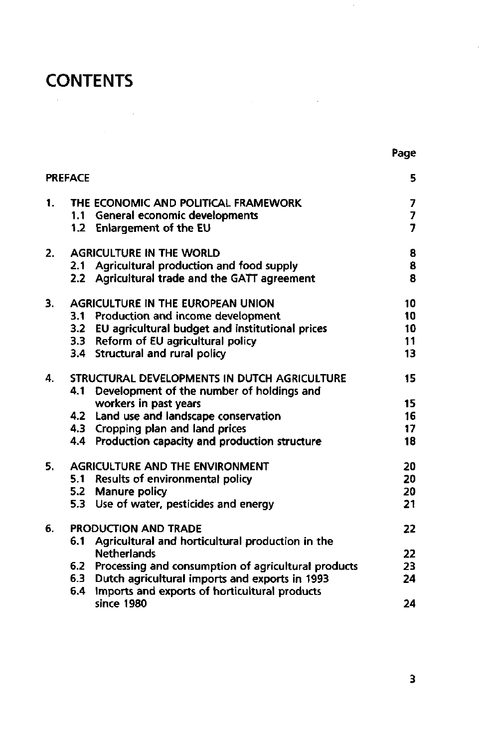# CONTENTS

| | Page |
|---|---|
| PREFACE | 5 |
| 1. THE ECONOMIC AND POLITICAL FRAMEWORK | 7 |
| 1.1 General economic developments | 7 |
| 1.2 Enlargement of the EU | 7 |
| 2. AGRICULTURE IN THE WORLD | 8 |
| 2.1 Agricultural production and food supply | 8 |
| 2.2 Agricultural trade and the GATT agreement | 8 |
| 3. AGRICULTURE IN THE EUROPEAN UNION | 10 |
| 3.1 Production and income development | 10 |
| 3.2 EU agricultural budget and institutional prices | 10 |
| 3.3 Reform of EU agricultural policy | 11 |
| 3.4 Structural and rural policy | 13 |
| 4. STRUCTURAL DEVELOPMENTS IN DUTCH AGRICULTURE | 15 |
| 4.1 Development of the number of holdings and workers in past years | 15 |
| 4.2 Land use and landscape conservation | 16 |
| 4.3 Cropping plan and land prices | 17 |
| 4.4 Production capacity and production structure | 18 |
| 5. AGRICULTURE AND THE ENVIRONMENT | 20 |
| 5.1 Results of environmental policy | 20 |
| 5.2 Manure policy | 20 |
| 5.3 Use of water, pesticides and energy | 21 |
| 6. PRODUCTION AND TRADE | 22 |
| 6.1 Agricultural and horticultural production in the Netherlands | 22 |
| 6.2 Processing and consumption of agricultural products | 23 |
| 6.3 Dutch agricultural imports and exports in 1993 | 24 |
| 6.4 Imports and exports of horticultural products since 1980 | 24 |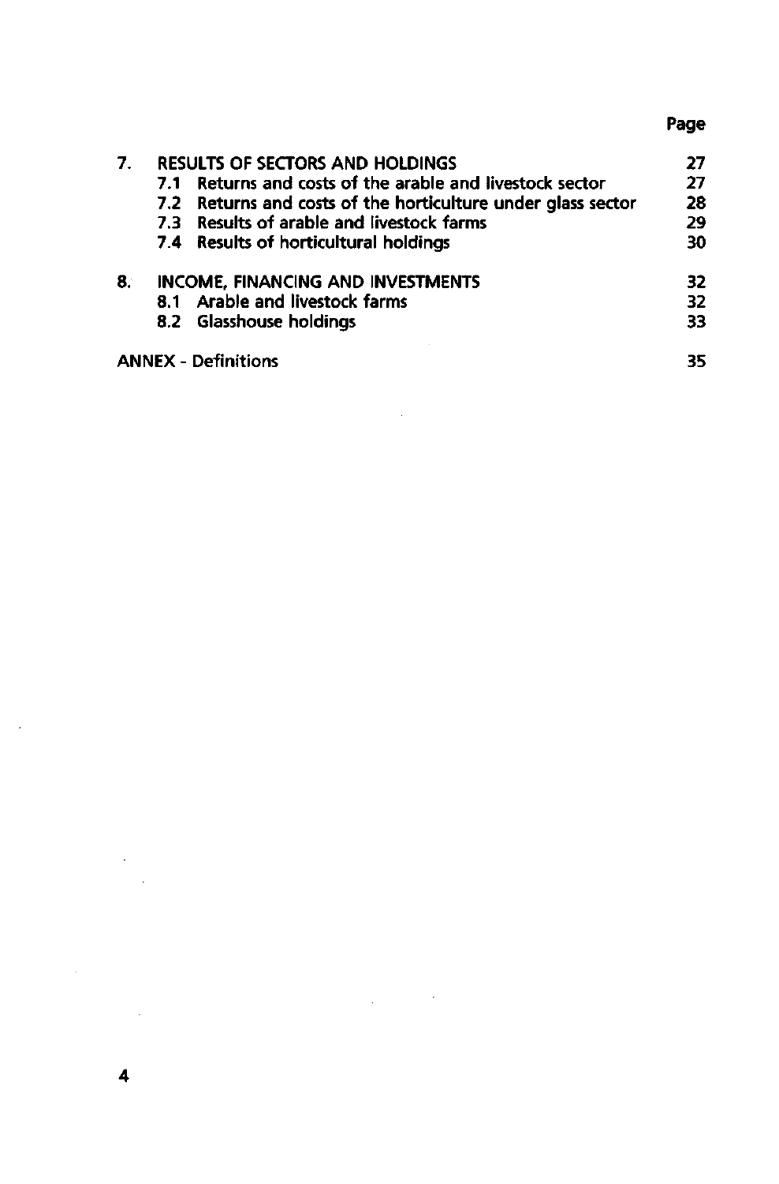| | | Page |
|---|---|---|
| 7. | **RESULTS OF SECTORS AND HOLDINGS** | 27 |
| | 7.1 Returns and costs of the arable and livestock sector | 27 |
| | 7.2 Returns and costs of the horticulture under glass sector | 28 |
| | 7.3 Results of arable and livestock farms | 29 |
| | 7.4 Results of horticultural holdings | 30 |
| 8. | **INCOME, FINANCING AND INVESTMENTS** | 32 |
| | 8.1 Arable and livestock farms | 32 |
| | 8.2 Glasshouse holdings | 33 |
| | **ANNEX - Definitions** | 35 |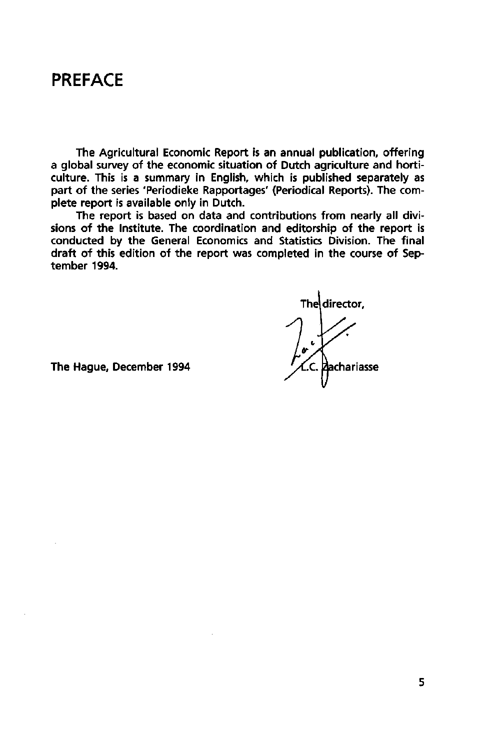# PREFACE

The Agricultural Economic Report is an annual publication, offering a global survey of the economic situation of Dutch agriculture and horticulture. This is a summary in English, which is published separately as part of the series 'Periodieke Rapportages' (Periodical Reports). The complete report is available only in Dutch.

The report is based on data and contributions from nearly all divisions of the Institute. The coordination and editorship of the report is conducted by the General Economics and Statistics Division. The final draft of this edition of the report was completed in the course of September 1994.

The director,

L.C. Zachariasse

The Hague, December 1994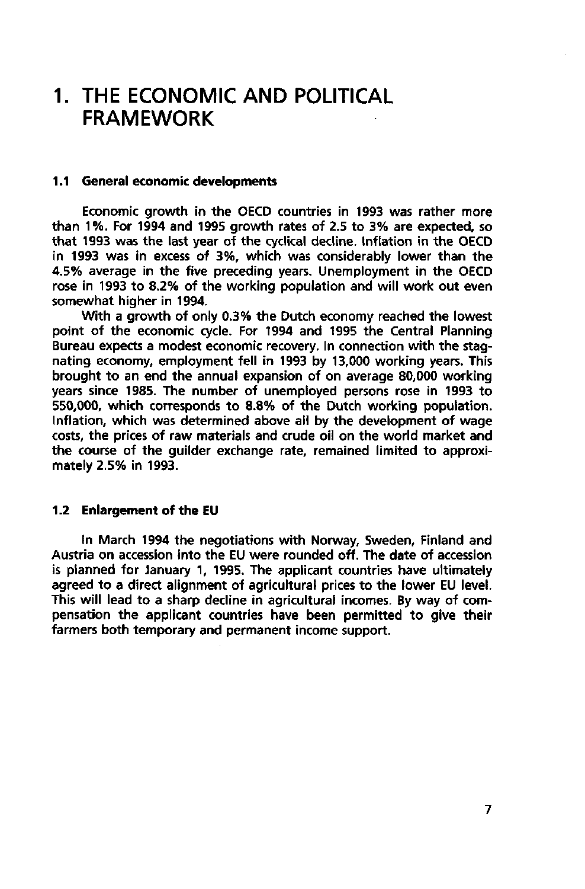# 1. THE ECONOMIC AND POLITICAL FRAMEWORK

## 1.1 General economic developments

Economic growth in the OECD countries in 1993 was rather more than 1%. For 1994 and 1995 growth rates of 2.5 to 3% are expected, so that 1993 was the last year of the cyclical decline. Inflation in the OECD in 1993 was in excess of 3%, which was considerably lower than the 4.5% average in the five preceding years. Unemployment in the OECD rose in 1993 to 8.2% of the working population and will work out even somewhat higher in 1994.

With a growth of only 0.3% the Dutch economy reached the lowest point of the economic cycle. For 1994 and 1995 the Central Planning Bureau expects a modest economic recovery. In connection with the stagnating economy, employment fell in 1993 by 13,000 working years. This brought to an end the annual expansion of on average 80,000 working years since 1985. The number of unemployed persons rose in 1993 to 550,000, which corresponds to 8.8% of the Dutch working population. Inflation, which was determined above all by the development of wage costs, the prices of raw materials and crude oil on the world market and the course of the guilder exchange rate, remained limited to approximately 2.5% in 1993.

## 1.2 Enlargement of the EU

In March 1994 the negotiations with Norway, Sweden, Finland and Austria on accession into the EU were rounded off. The date of accession is planned for January 1, 1995. The applicant countries have ultimately agreed to a direct alignment of agricultural prices to the lower EU level. This will lead to a sharp decline in agricultural incomes. By way of compensation the applicant countries have been permitted to give their farmers both temporary and permanent income support.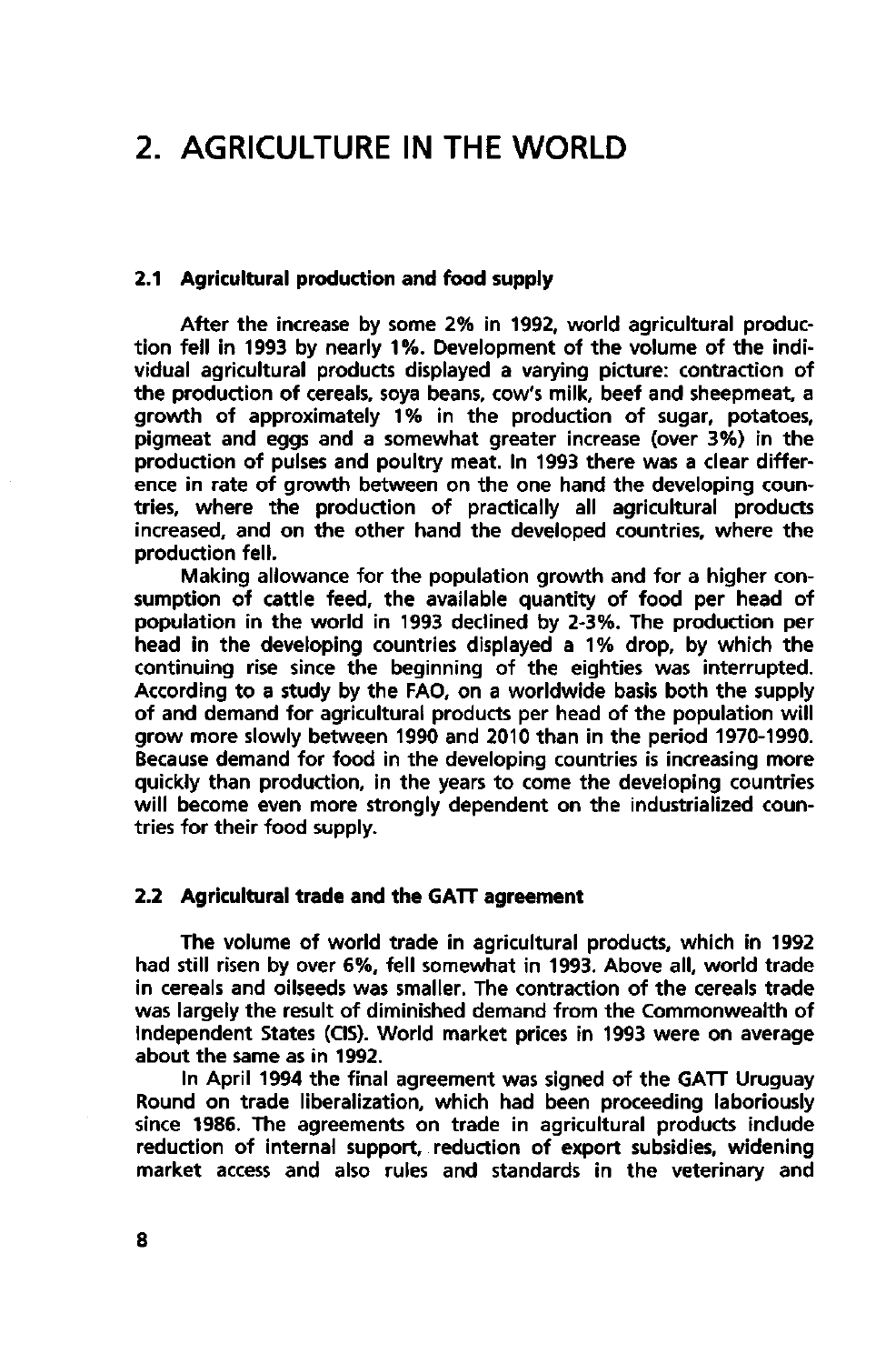# 2. AGRICULTURE IN THE WORLD

## 2.1 Agricultural production and food supply

After the increase by some 2% in 1992, world agricultural production fell in 1993 by nearly 1%. Development of the volume of the individual agricultural products displayed a varying picture: contraction of the production of cereals, soya beans, cow's milk, beef and sheepmeat, a growth of approximately 1% in the production of sugar, potatoes, pigmeat and eggs and a somewhat greater increase (over 3%) in the production of pulses and poultry meat. In 1993 there was a clear difference in rate of growth between on the one hand the developing countries, where the production of practically all agricultural products increased, and on the other hand the developed countries, where the production fell.

Making allowance for the population growth and for a higher consumption of cattle feed, the available quantity of food per head of population in the world in 1993 declined by 2-3%. The production per head in the developing countries displayed a 1% drop, by which the continuing rise since the beginning of the eighties was interrupted. According to a study by the FAO, on a worldwide basis both the supply of and demand for agricultural products per head of the population will grow more slowly between 1990 and 2010 than in the period 1970-1990. Because demand for food in the developing countries is increasing more quickly than production, in the years to come the developing countries will become even more strongly dependent on the industrialized countries for their food supply.

## 2.2 Agricultural trade and the GATT agreement

The volume of world trade in agricultural products, which in 1992 had still risen by over 6%, fell somewhat in 1993. Above all, world trade in cereals and oilseeds was smaller. The contraction of the cereals trade was largely the result of diminished demand from the Commonwealth of Independent States (CIS). World market prices in 1993 were on average about the same as in 1992.

In April 1994 the final agreement was signed of the GATT Uruguay Round on trade liberalization, which had been proceeding laboriously since 1986. The agreements on trade in agricultural products include reduction of internal support, reduction of export subsidies, widening market access and also rules and standards in the veterinary and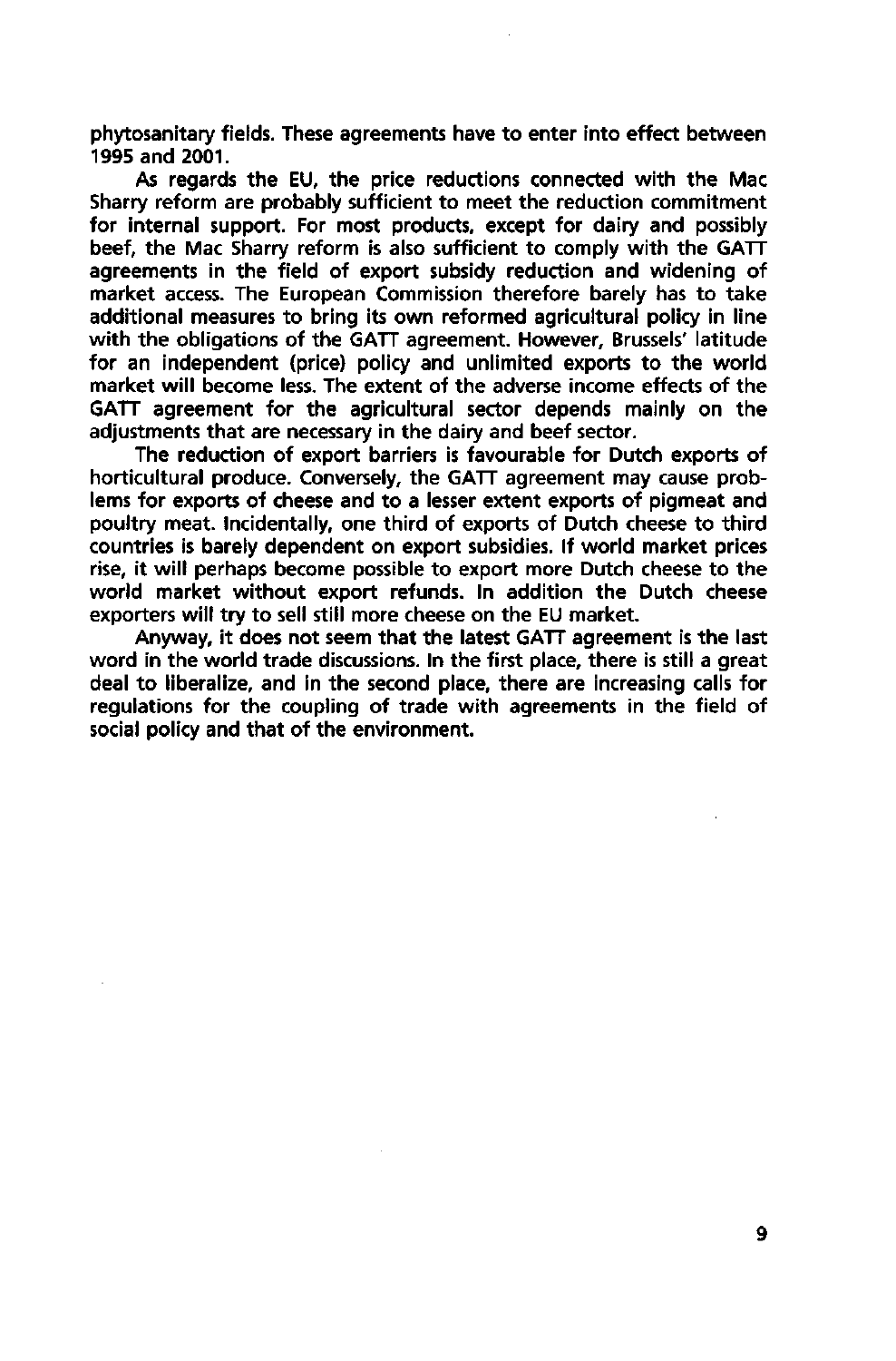phytosanitary fields. These agreements have to enter into effect between 1995 and 2001.

As regards the EU, the price reductions connected with the Mac Sharry reform are probably sufficient to meet the reduction commitment for internal support. For most products, except for dairy and possibly beef, the Mac Sharry reform is also sufficient to comply with the GATT agreements in the field of export subsidy reduction and widening of market access. The European Commission therefore barely has to take additional measures to bring its own reformed agricultural policy in line with the obligations of the GATT agreement. However, Brussels' latitude for an independent (price) policy and unlimited exports to the world market will become less. The extent of the adverse income effects of the GATT agreement for the agricultural sector depends mainly on the adjustments that are necessary in the dairy and beef sector.

The reduction of export barriers is favourable for Dutch exports of horticultural produce. Conversely, the GATT agreement may cause problems for exports of cheese and to a lesser extent exports of pigmeat and poultry meat. Incidentally, one third of exports of Dutch cheese to third countries is barely dependent on export subsidies. If world market prices rise, it will perhaps become possible to export more Dutch cheese to the world market without export refunds. In addition the Dutch cheese exporters will try to sell still more cheese on the EU market.

Anyway, it does not seem that the latest GATT agreement is the last word in the world trade discussions. In the first place, there is still a great deal to liberalize, and in the second place, there are increasing calls for regulations for the coupling of trade with agreements in the field of social policy and that of the environment.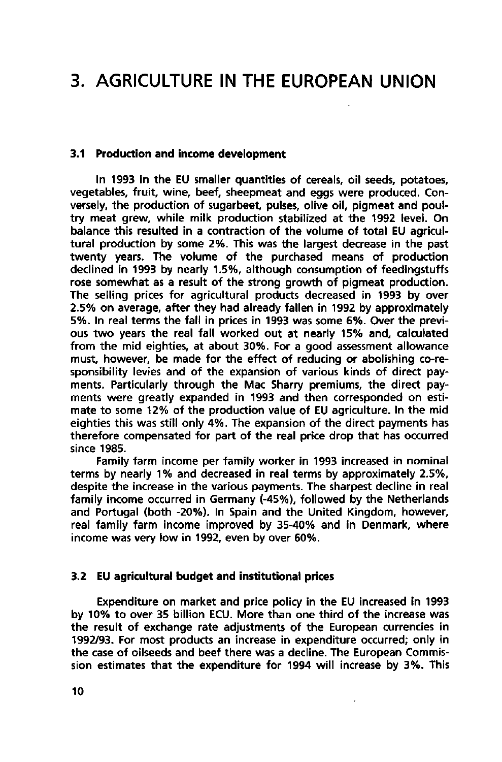# 3. AGRICULTURE IN THE EUROPEAN UNION

### 3.1 Production and income development

In 1993 in the EU smaller quantities of cereals, oil seeds, potatoes, vegetables, fruit, wine, beef, sheepmeat and eggs were produced. Conversely, the production of sugarbeet, pulses, olive oil, pigmeat and poultry meat grew, while milk production stabilized at the 1992 level. On balance this resulted in a contraction of the volume of total EU agricultural production by some 2%. This was the largest decrease in the past twenty years. The volume of the purchased means of production declined in 1993 by nearly 1.5%, although consumption of feedingstuffs rose somewhat as a result of the strong growth of pigmeat production. The selling prices for agricultural products decreased in 1993 by over 2.5% on average, after they had already fallen in 1992 by approximately 5%. In real terms the fall in prices in 1993 was some 6%. Over the previous two years the real fall worked out at nearly 15% and, calculated from the mid eighties, at about 30%. For a good assessment allowance must, however, be made for the effect of reducing or abolishing co-responsibility levies and of the expansion of various kinds of direct payments. Particularly through the Mac Sharry premiums, the direct payments were greatly expanded in 1993 and then corresponded on estimate to some 12% of the production value of EU agriculture. In the mid eighties this was still only 4%. The expansion of the direct payments has therefore compensated for part of the real price drop that has occurred since 1985.

Family farm income per family worker in 1993 increased in nominal terms by nearly 1% and decreased in real terms by approximately 2.5%, despite the increase in the various payments. The sharpest decline in real family income occurred in Germany (-45%), followed by the Netherlands and Portugal (both -20%). In Spain and the United Kingdom, however, real family farm income improved by 35-40% and in Denmark, where income was very low in 1992, even by over 60%.

### 3.2 EU agricultural budget and institutional prices

Expenditure on market and price policy in the EU increased in 1993 by 10% to over 35 billion ECU. More than one third of the increase was the result of exchange rate adjustments of the European currencies in 1992/93. For most products an increase in expenditure occurred; only in the case of oilseeds and beef there was a decline. The European Commission estimates that the expenditure for 1994 will increase by 3%. This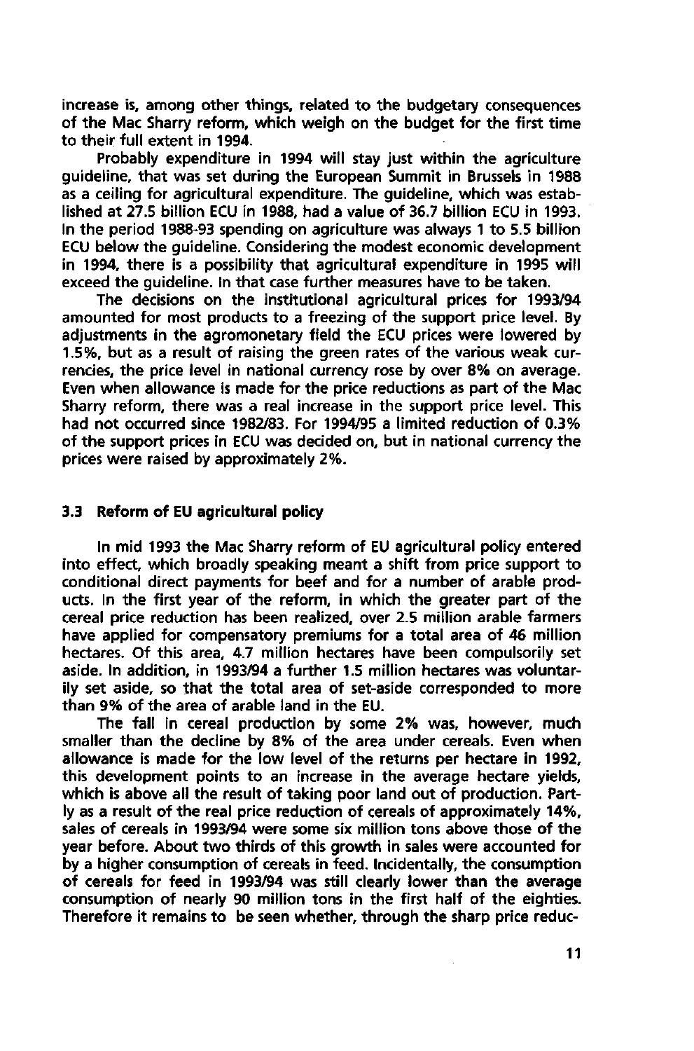increase is, among other things, related to the budgetary consequences of the Mac Sharry reform, which weigh on the budget for the first time to their full extent in 1994.

Probably expenditure in 1994 will stay just within the agriculture guideline, that was set during the European Summit in Brussels in 1988 as a ceiling for agricultural expenditure. The guideline, which was established at 27.5 billion ECU in 1988, had a value of 36.7 billion ECU in 1993. In the period 1988-93 spending on agriculture was always 1 to 5.5 billion ECU below the guideline. Considering the modest economic development in 1994, there is a possibility that agricultural expenditure in 1995 will exceed the guideline. In that case further measures have to be taken.

The decisions on the institutional agricultural prices for 1993/94 amounted for most products to a freezing of the support price level. By adjustments in the agromonetary field the ECU prices were lowered by 1.5%, but as a result of raising the green rates of the various weak currencies, the price level in national currency rose by over 8% on average. Even when allowance is made for the price reductions as part of the Mac Sharry reform, there was a real increase in the support price level. This had not occurred since 1982/83. For 1994/95 a limited reduction of 0.3% of the support prices in ECU was decided on, but in national currency the prices were raised by approximately 2%.

### 3.3 Reform of EU agricultural policy

In mid 1993 the Mac Sharry reform of EU agricultural policy entered into effect, which broadly speaking meant a shift from price support to conditional direct payments for beef and for a number of arable products. In the first year of the reform, in which the greater part of the cereal price reduction has been realized, over 2.5 million arable farmers have applied for compensatory premiums for a total area of 46 million hectares. Of this area, 4.7 million hectares have been compulsorily set aside. In addition, in 1993/94 a further 1.5 million hectares was voluntarily set aside, so that the total area of set-aside corresponded to more than 9% of the area of arable land in the EU.

The fall in cereal production by some 2% was, however, much smaller than the decline by 8% of the area under cereals. Even when allowance is made for the low level of the returns per hectare in 1992, this development points to an increase in the average hectare yields, which is above all the result of taking poor land out of production. Partly as a result of the real price reduction of cereals of approximately 14%, sales of cereals in 1993/94 were some six million tons above those of the year before. About two thirds of this growth in sales were accounted for by a higher consumption of cereals in feed. Incidentally, the consumption of cereals for feed in 1993/94 was still clearly lower than the average consumption of nearly 90 million tons in the first half of the eighties. Therefore it remains to be seen whether, through the sharp price reduc-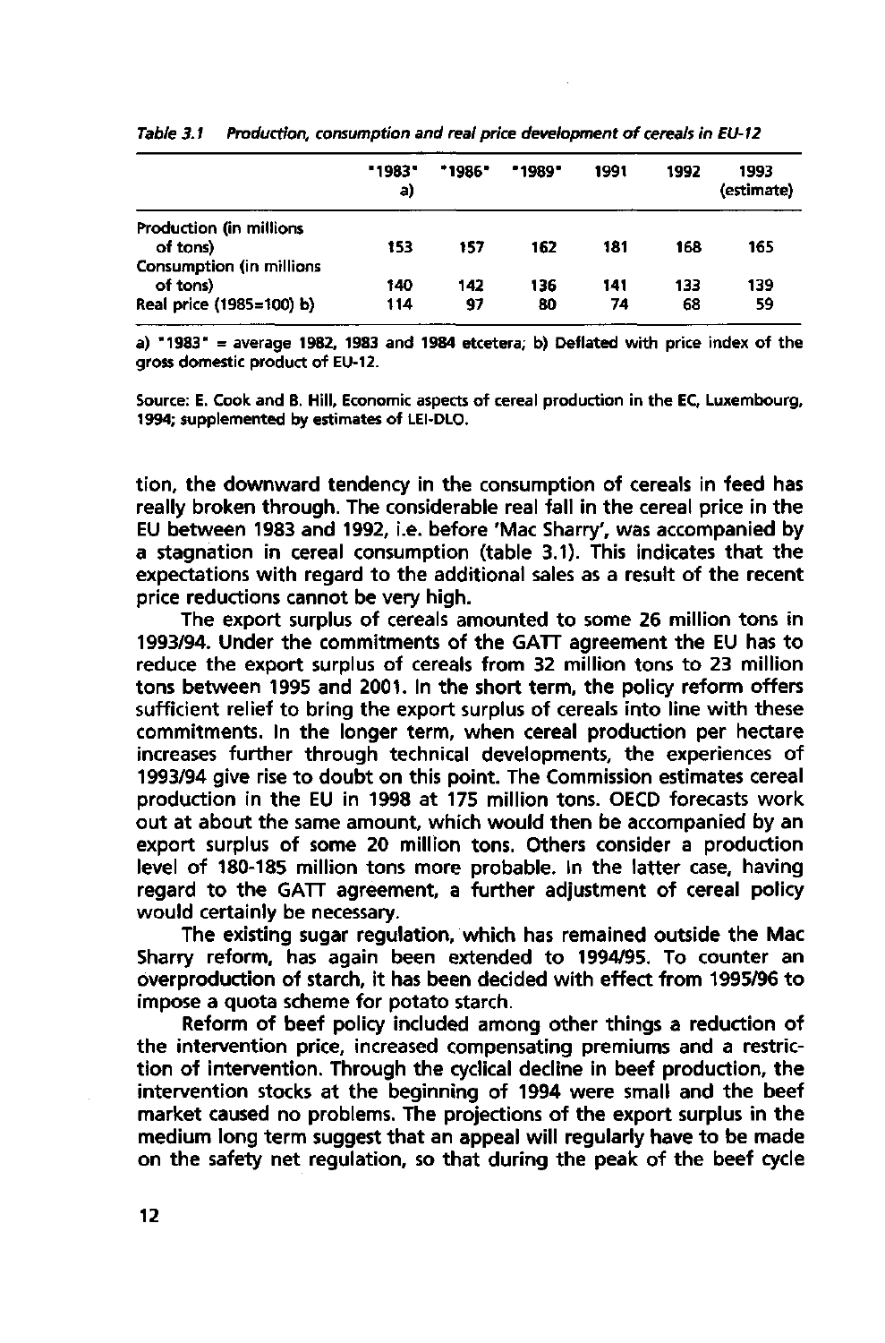*Table 3.1 Production, consumption and real price development of cereals in EU-12*

| | "1983" a) | "1986" | "1989" | 1991 | 1992 | 1993 (estimate) |
|---|---|---|---|---|---|---|
| Production (in millions of tons) | 153 | 157 | 162 | 181 | 168 | 165 |
| Consumption (in millions of tons) | 140 | 142 | 136 | 141 | 133 | 139 |
| Real price (1985=100) b) | 114 | 97 | 80 | 74 | 68 | 59 |

a) "1983" = average 1982, 1983 and 1984 etcetera; b) Deflated with price index of the gross domestic product of EU-12.

Source: E. Cook and B. Hill, Economic aspects of cereal production in the EC, Luxembourg, 1994; supplemented by estimates of LEI-DLO.

tion, the downward tendency in the consumption of cereals in feed has really broken through. The considerable real fall in the cereal price in the EU between 1983 and 1992, i.e. before 'Mac Sharry', was accompanied by a stagnation in cereal consumption (table 3.1). This indicates that the expectations with regard to the additional sales as a result of the recent price reductions cannot be very high.

The export surplus of cereals amounted to some 26 million tons in 1993/94. Under the commitments of the GATT agreement the EU has to reduce the export surplus of cereals from 32 million tons to 23 million tons between 1995 and 2001. In the short term, the policy reform offers sufficient relief to bring the export surplus of cereals into line with these commitments. In the longer term, when cereal production per hectare increases further through technical developments, the experiences of 1993/94 give rise to doubt on this point. The Commission estimates cereal production in the EU in 1998 at 175 million tons. OECD forecasts work out at about the same amount, which would then be accompanied by an export surplus of some 20 million tons. Others consider a production level of 180-185 million tons more probable. In the latter case, having regard to the GATT agreement, a further adjustment of cereal policy would certainly be necessary.

The existing sugar regulation, which has remained outside the Mac Sharry reform, has again been extended to 1994/95. To counter an overproduction of starch, it has been decided with effect from 1995/96 to impose a quota scheme for potato starch.

Reform of beef policy included among other things a reduction of the intervention price, increased compensating premiums and a restriction of intervention. Through the cyclical decline in beef production, the intervention stocks at the beginning of 1994 were small and the beef market caused no problems. The projections of the export surplus in the medium long term suggest that an appeal will regularly have to be made on the safety net regulation, so that during the peak of the beef cycle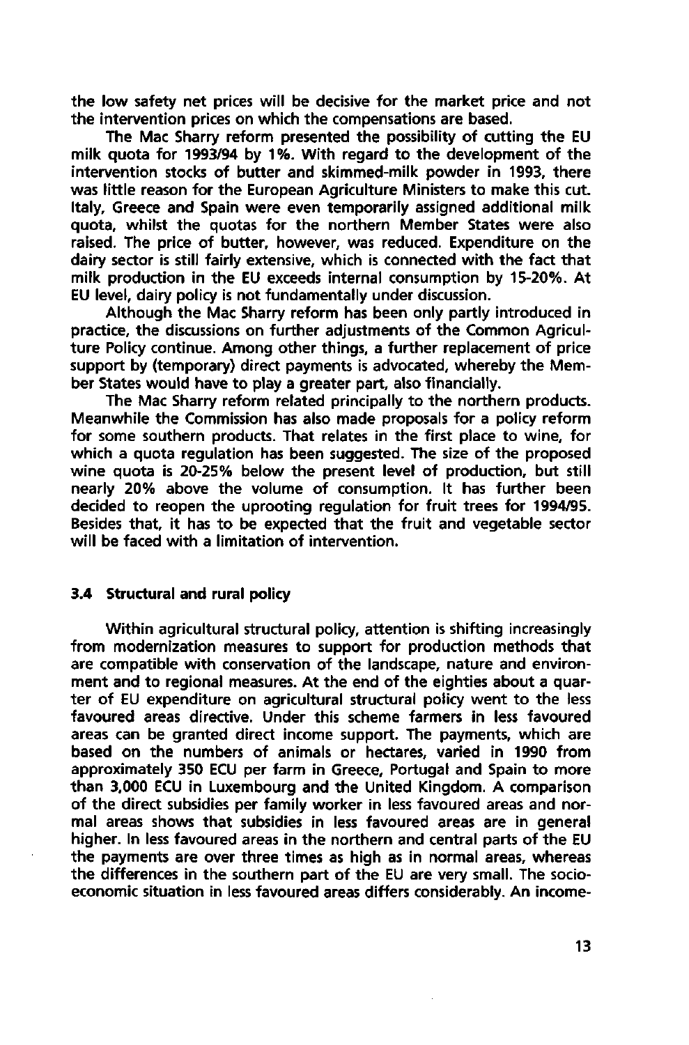the low safety net prices will be decisive for the market price and not the intervention prices on which the compensations are based.

The Mac Sharry reform presented the possibility of cutting the EU milk quota for 1993/94 by 1%. With regard to the development of the intervention stocks of butter and skimmed-milk powder in 1993, there was little reason for the European Agriculture Ministers to make this cut. Italy, Greece and Spain were even temporarily assigned additional milk quota, whilst the quotas for the northern Member States were also raised. The price of butter, however, was reduced. Expenditure on the dairy sector is still fairly extensive, which is connected with the fact that milk production in the EU exceeds internal consumption by 15-20%. At EU level, dairy policy is not fundamentally under discussion.

Although the Mac Sharry reform has been only partly introduced in practice, the discussions on further adjustments of the Common Agriculture Policy continue. Among other things, a further replacement of price support by (temporary) direct payments is advocated, whereby the Member States would have to play a greater part, also financially.

The Mac Sharry reform related principally to the northern products. Meanwhile the Commission has also made proposals for a policy reform for some southern products. That relates in the first place to wine, for which a quota regulation has been suggested. The size of the proposed wine quota is 20-25% below the present level of production, but still nearly 20% above the volume of consumption. It has further been decided to reopen the uprooting regulation for fruit trees for 1994/95. Besides that, it has to be expected that the fruit and vegetable sector will be faced with a limitation of intervention.

### 3.4 Structural and rural policy

Within agricultural structural policy, attention is shifting increasingly from modernization measures to support for production methods that are compatible with conservation of the landscape, nature and environment and to regional measures. At the end of the eighties about a quarter of EU expenditure on agricultural structural policy went to the less favoured areas directive. Under this scheme farmers in less favoured areas can be granted direct income support. The payments, which are based on the numbers of animals or hectares, varied in 1990 from approximately 350 ECU per farm in Greece, Portugal and Spain to more than 3,000 ECU in Luxembourg and the United Kingdom. A comparison of the direct subsidies per family worker in less favoured areas and normal areas shows that subsidies in less favoured areas are in general higher. In less favoured areas in the northern and central parts of the EU the payments are over three times as high as in normal areas, whereas the differences in the southern part of the EU are very small. The socio-economic situation in less favoured areas differs considerably. An income-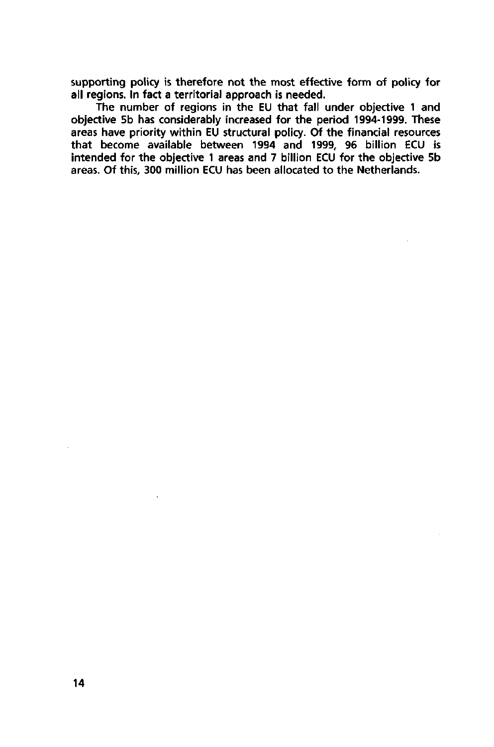supporting policy is therefore not the most effective form of policy for all regions. In fact a territorial approach is needed.

The number of regions in the EU that fall under objective 1 and objective 5b has considerably increased for the period 1994-1999. These areas have priority within EU structural policy. Of the financial resources that become available between 1994 and 1999, 96 billion ECU is intended for the objective 1 areas and 7 billion ECU for the objective 5b areas. Of this, 300 million ECU has been allocated to the Netherlands.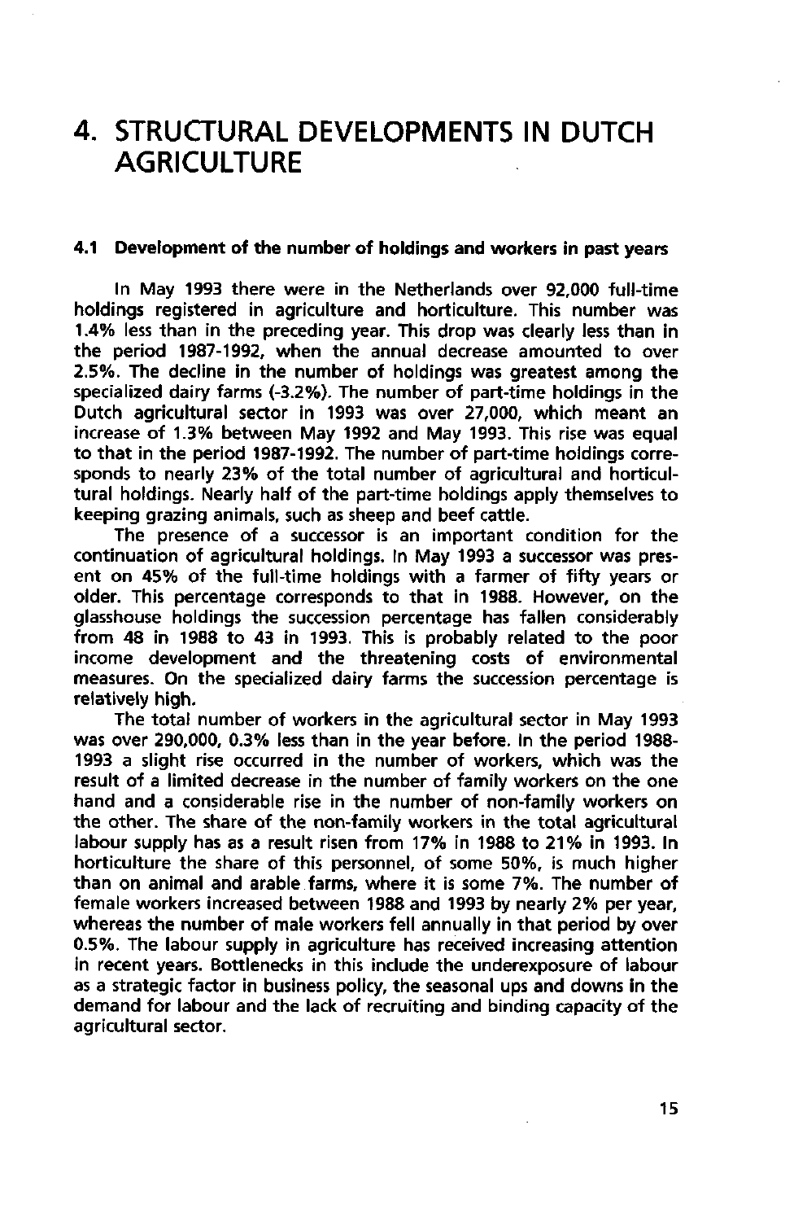# 4. STRUCTURAL DEVELOPMENTS IN DUTCH AGRICULTURE

## 4.1 Development of the number of holdings and workers in past years

In May 1993 there were in the Netherlands over 92,000 full-time holdings registered in agriculture and horticulture. This number was 1.4% less than in the preceding year. This drop was clearly less than in the period 1987-1992, when the annual decrease amounted to over 2.5%. The decline in the number of holdings was greatest among the specialized dairy farms (-3.2%). The number of part-time holdings in the Dutch agricultural sector in 1993 was over 27,000, which meant an increase of 1.3% between May 1992 and May 1993. This rise was equal to that in the period 1987-1992. The number of part-time holdings corresponds to nearly 23% of the total number of agricultural and horticultural holdings. Nearly half of the part-time holdings apply themselves to keeping grazing animals, such as sheep and beef cattle.

The presence of a successor is an important condition for the continuation of agricultural holdings. In May 1993 a successor was present on 45% of the full-time holdings with a farmer of fifty years or older. This percentage corresponds to that in 1988. However, on the glasshouse holdings the succession percentage has fallen considerably from 48 in 1988 to 43 in 1993. This is probably related to the poor income development and the threatening costs of environmental measures. On the specialized dairy farms the succession percentage is relatively high.

The total number of workers in the agricultural sector in May 1993 was over 290,000, 0.3% less than in the year before. In the period 1988-1993 a slight rise occurred in the number of workers, which was the result of a limited decrease in the number of family workers on the one hand and a considerable rise in the number of non-family workers on the other. The share of the non-family workers in the total agricultural labour supply has as a result risen from 17% in 1988 to 21% in 1993. In horticulture the share of this personnel, of some 50%, is much higher than on animal and arable farms, where it is some 7%. The number of female workers increased between 1988 and 1993 by nearly 2% per year, whereas the number of male workers fell annually in that period by over 0.5%. The labour supply in agriculture has received increasing attention in recent years. Bottlenecks in this include the underexposure of labour as a strategic factor in business policy, the seasonal ups and downs in the demand for labour and the lack of recruiting and binding capacity of the agricultural sector.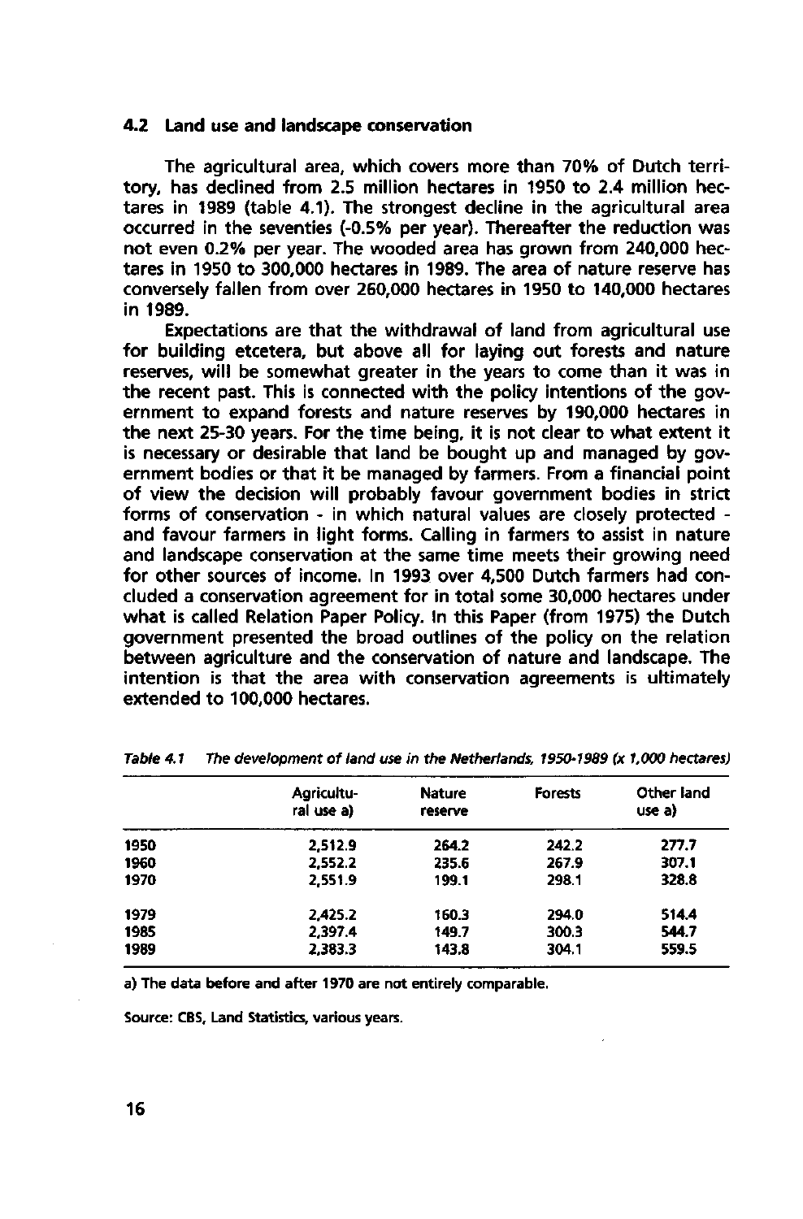### 4.2 Land use and landscape conservation

The agricultural area, which covers more than 70% of Dutch territory, has declined from 2.5 million hectares in 1950 to 2.4 million hectares in 1989 (table 4.1). The strongest decline in the agricultural area occurred in the seventies (-0.5% per year). Thereafter the reduction was not even 0.2% per year. The wooded area has grown from 240,000 hectares in 1950 to 300,000 hectares in 1989. The area of nature reserve has conversely fallen from over 260,000 hectares in 1950 to 140,000 hectares in 1989.

Expectations are that the withdrawal of land from agricultural use for building etcetera, but above all for laying out forests and nature reserves, will be somewhat greater in the years to come than it was in the recent past. This is connected with the policy intentions of the government to expand forests and nature reserves by 190,000 hectares in the next 25-30 years. For the time being, it is not clear to what extent it is necessary or desirable that land be bought up and managed by government bodies or that it be managed by farmers. From a financial point of view the decision will probably favour government bodies in strict forms of conservation - in which natural values are closely protected - and favour farmers in light forms. Calling in farmers to assist in nature and landscape conservation at the same time meets their growing need for other sources of income. In 1993 over 4,500 Dutch farmers had concluded a conservation agreement for in total some 30,000 hectares under what is called Relation Paper Policy. In this Paper (from 1975) the Dutch government presented the broad outlines of the policy on the relation between agriculture and the conservation of nature and landscape. The intention is that the area with conservation agreements is ultimately extended to 100,000 hectares.

*Table 4.1 The development of land use in the Netherlands, 1950-1989 (x 1,000 hectares)*

| | Agricultural use a) | Nature reserve | Forests | Other land use a) |
|---|---|---|---|---|
| 1950 | 2,512.9 | 264.2 | 242.2 | 277.7 |
| 1960 | 2,552.2 | 235.6 | 267.9 | 307.1 |
| 1970 | 2,551.9 | 199.1 | 298.1 | 328.8 |
| 1979 | 2,425.2 | 160.3 | 294.0 | 514.4 |
| 1985 | 2,397.4 | 149.7 | 300.3 | 544.7 |
| 1989 | 2,383.3 | 143.8 | 304.1 | 559.5 |

a) The data before and after 1970 are not entirely comparable.

Source: CBS, Land Statistics, various years.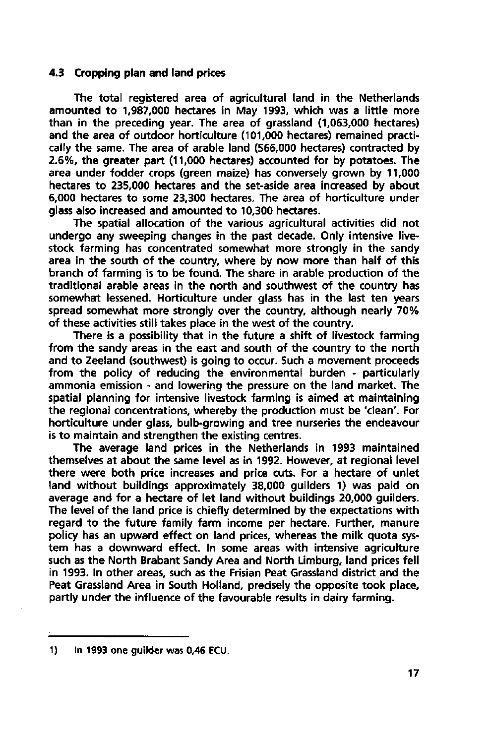### 4.3 Cropping plan and land prices

The total registered area of agricultural land in the Netherlands amounted to 1,987,000 hectares in May 1993, which was a little more than in the preceding year. The area of grassland (1,063,000 hectares) and the area of outdoor horticulture (101,000 hectares) remained practically the same. The area of arable land (566,000 hectares) contracted by 2.6%, the greater part (11,000 hectares) accounted for by potatoes. The area under fodder crops (green maize) has conversely grown by 11,000 hectares to 235,000 hectares and the set-aside area increased by about 6,000 hectares to some 23,300 hectares. The area of horticulture under glass also increased and amounted to 10,300 hectares.

The spatial allocation of the various agricultural activities did not undergo any sweeping changes in the past decade. Only intensive livestock farming has concentrated somewhat more strongly in the sandy area in the south of the country, where by now more than half of this branch of farming is to be found. The share in arable production of the traditional arable areas in the north and southwest of the country has somewhat lessened. Horticulture under glass has in the last ten years spread somewhat more strongly over the country, although nearly 70% of these activities still takes place in the west of the country.

There is a possibility that in the future a shift of livestock farming from the sandy areas in the east and south of the country to the north and to Zeeland (southwest) is going to occur. Such a movement proceeds from the policy of reducing the environmental burden - particularly ammonia emission - and lowering the pressure on the land market. The spatial planning for intensive livestock farming is aimed at maintaining the regional concentrations, whereby the production must be 'clean'. For horticulture under glass, bulb-growing and tree nurseries the endeavour is to maintain and strengthen the existing centres.

The average land prices in the Netherlands in 1993 maintained themselves at about the same level as in 1992. However, at regional level there were both price increases and price cuts. For a hectare of unlet land without buildings approximately 38,000 guilders 1) was paid on average and for a hectare of let land without buildings 20,000 guilders. The level of the land price is chiefly determined by the expectations with regard to the future family farm income per hectare. Further, manure policy has an upward effect on land prices, whereas the milk quota system has a downward effect. In some areas with intensive agriculture such as the North Brabant Sandy Area and North Limburg, land prices fell in 1993. In other areas, such as the Frisian Peat Grassland district and the Peat Grassland Area in South Holland, precisely the opposite took place, partly under the influence of the favourable results in dairy farming.

---

1) In 1993 one guilder was 0,46 ECU.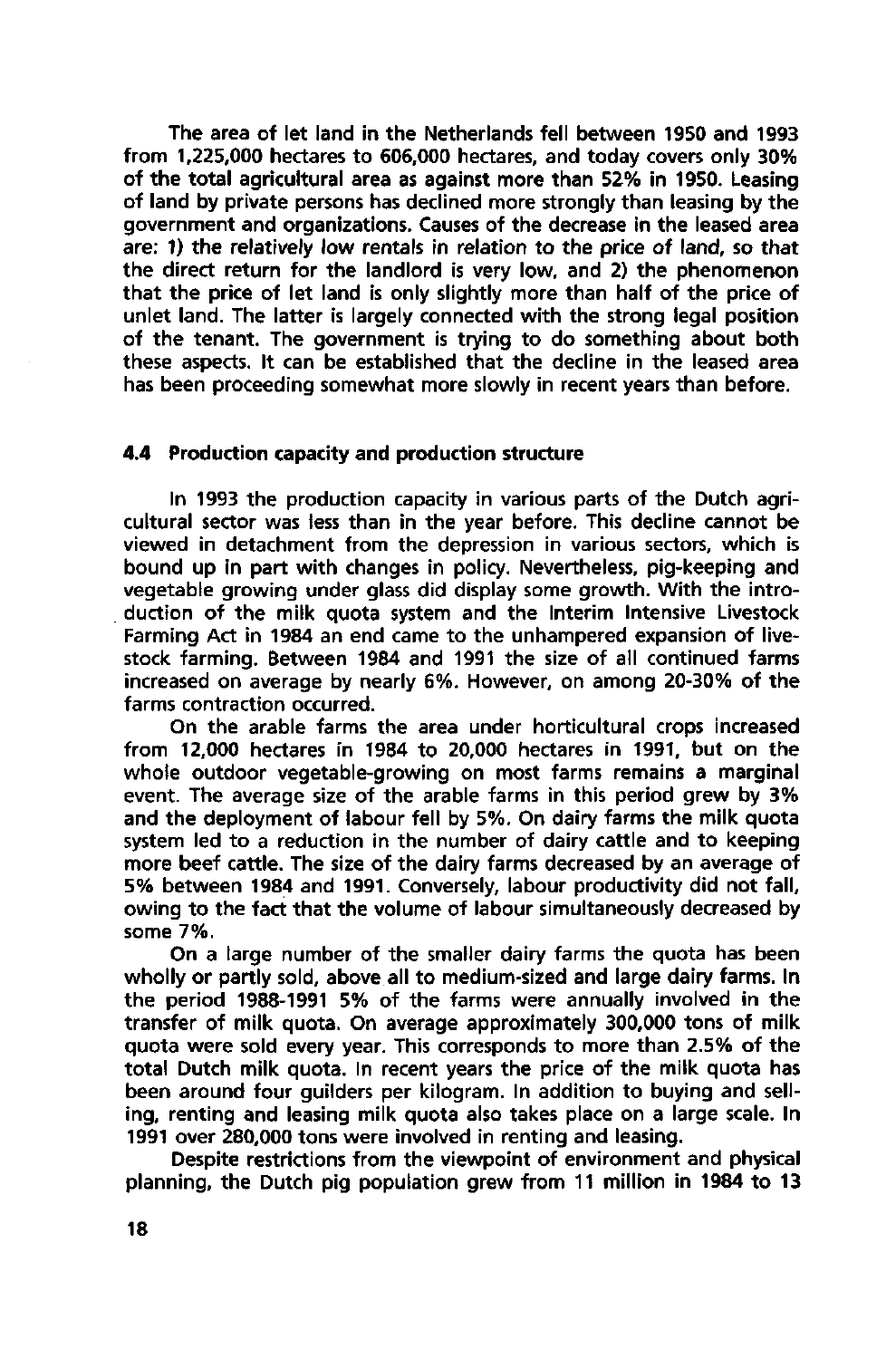The area of let land in the Netherlands fell between 1950 and 1993 from 1,225,000 hectares to 606,000 hectares, and today covers only 30% of the total agricultural area as against more than 52% in 1950. Leasing of land by private persons has declined more strongly than leasing by the government and organizations. Causes of the decrease in the leased area are: 1) the relatively low rentals in relation to the price of land, so that the direct return for the landlord is very low, and 2) the phenomenon that the price of let land is only slightly more than half of the price of unlet land. The latter is largely connected with the strong legal position of the tenant. The government is trying to do something about both these aspects. It can be established that the decline in the leased area has been proceeding somewhat more slowly in recent years than before.

### 4.4 Production capacity and production structure

In 1993 the production capacity in various parts of the Dutch agricultural sector was less than in the year before. This decline cannot be viewed in detachment from the depression in various sectors, which is bound up in part with changes in policy. Nevertheless, pig-keeping and vegetable growing under glass did display some growth. With the introduction of the milk quota system and the Interim Intensive Livestock Farming Act in 1984 an end came to the unhampered expansion of livestock farming. Between 1984 and 1991 the size of all continued farms increased on average by nearly 6%. However, on among 20-30% of the farms contraction occurred.

On the arable farms the area under horticultural crops increased from 12,000 hectares in 1984 to 20,000 hectares in 1991, but on the whole outdoor vegetable-growing on most farms remains a marginal event. The average size of the arable farms in this period grew by 3% and the deployment of labour fell by 5%. On dairy farms the milk quota system led to a reduction in the number of dairy cattle and to keeping more beef cattle. The size of the dairy farms decreased by an average of 5% between 1984 and 1991. Conversely, labour productivity did not fall, owing to the fact that the volume of labour simultaneously decreased by some 7%.

On a large number of the smaller dairy farms the quota has been wholly or partly sold, above all to medium-sized and large dairy farms. In the period 1988-1991 5% of the farms were annually involved in the transfer of milk quota. On average approximately 300,000 tons of milk quota were sold every year. This corresponds to more than 2.5% of the total Dutch milk quota. In recent years the price of the milk quota has been around four guilders per kilogram. In addition to buying and selling, renting and leasing milk quota also takes place on a large scale. In 1991 over 280,000 tons were involved in renting and leasing.

Despite restrictions from the viewpoint of environment and physical planning, the Dutch pig population grew from 11 million in 1984 to 13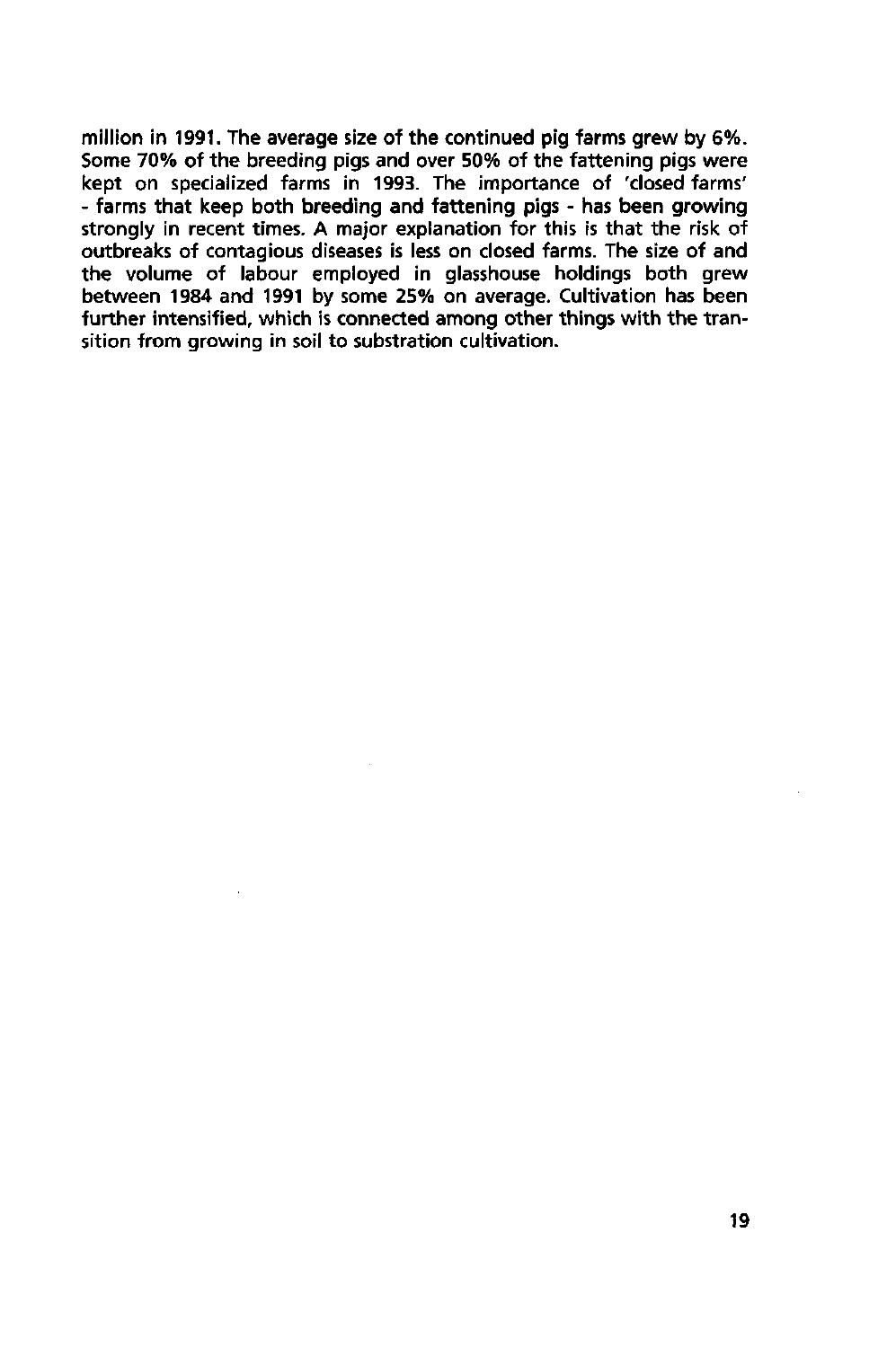million in 1991. The average size of the continued pig farms grew by 6%. Some 70% of the breeding pigs and over 50% of the fattening pigs were kept on specialized farms in 1993. The importance of 'closed farms' - farms that keep both breeding and fattening pigs - has been growing strongly in recent times. A major explanation for this is that the risk of outbreaks of contagious diseases is less on closed farms. The size of and the volume of labour employed in glasshouse holdings both grew between 1984 and 1991 by some 25% on average. Cultivation has been further intensified, which is connected among other things with the transition from growing in soil to substration cultivation.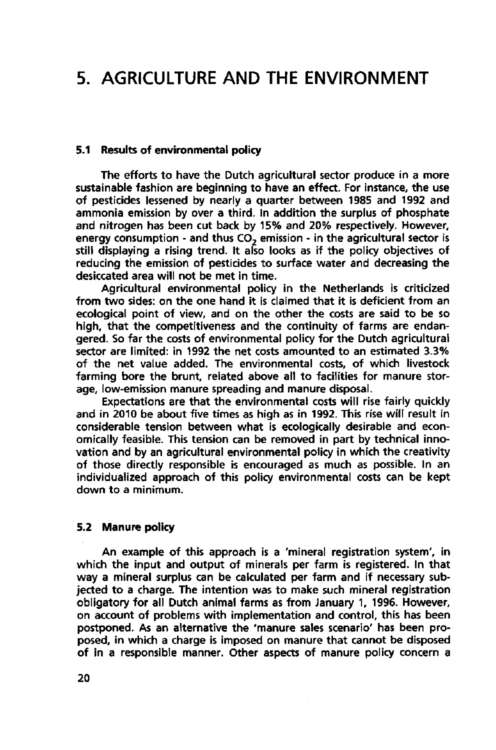# 5. AGRICULTURE AND THE ENVIRONMENT

## 5.1 Results of environmental policy

The efforts to have the Dutch agricultural sector produce in a more sustainable fashion are beginning to have an effect. For instance, the use of pesticides lessened by nearly a quarter between 1985 and 1992 and ammonia emission by over a third. In addition the surplus of phosphate and nitrogen has been cut back by 15% and 20% respectively. However, energy consumption - and thus $CO_2$ emission - in the agricultural sector is still displaying a rising trend. It also looks as if the policy objectives of reducing the emission of pesticides to surface water and decreasing the desiccated area will not be met in time.

Agricultural environmental policy in the Netherlands is criticized from two sides: on the one hand it is claimed that it is deficient from an ecological point of view, and on the other the costs are said to be so high, that the competitiveness and the continuity of farms are endangered. So far the costs of environmental policy for the Dutch agricultural sector are limited: in 1992 the net costs amounted to an estimated 3.3% of the net value added. The environmental costs, of which livestock farming bore the brunt, related above all to facilities for manure storage, low-emission manure spreading and manure disposal.

Expectations are that the environmental costs will rise fairly quickly and in 2010 be about five times as high as in 1992. This rise will result in considerable tension between what is ecologically desirable and economically feasible. This tension can be removed in part by technical innovation and by an agricultural environmental policy in which the creativity of those directly responsible is encouraged as much as possible. In an individualized approach of this policy environmental costs can be kept down to a minimum.

## 5.2 Manure policy

An example of this approach is a 'mineral registration system', in which the input and output of minerals per farm is registered. In that way a mineral surplus can be calculated per farm and if necessary subjected to a charge. The intention was to make such mineral registration obligatory for all Dutch animal farms as from January 1, 1996. However, on account of problems with implementation and control, this has been postponed. As an alternative the 'manure sales scenario' has been proposed, in which a charge is imposed on manure that cannot be disposed of in a responsible manner. Other aspects of manure policy concern a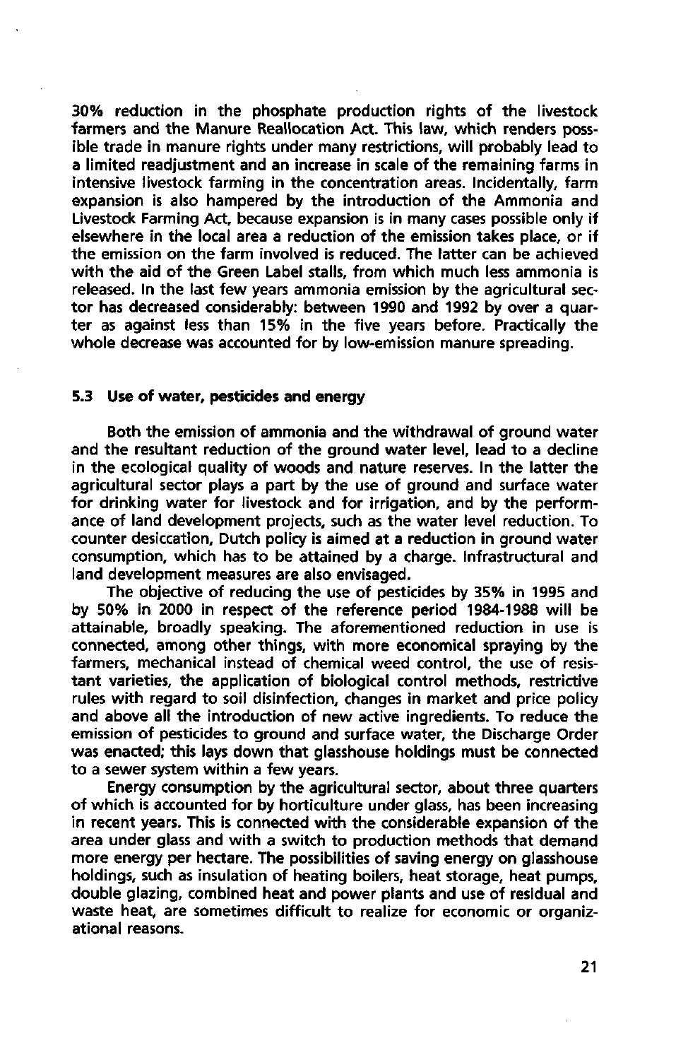30% reduction in the phosphate production rights of the livestock farmers and the Manure Reallocation Act. This law, which renders possible trade in manure rights under many restrictions, will probably lead to a limited readjustment and an increase in scale of the remaining farms in intensive livestock farming in the concentration areas. Incidentally, farm expansion is also hampered by the introduction of the Ammonia and Livestock Farming Act, because expansion is in many cases possible only if elsewhere in the local area a reduction of the emission takes place, or if the emission on the farm involved is reduced. The latter can be achieved with the aid of the Green Label stalls, from which much less ammonia is released. In the last few years ammonia emission by the agricultural sector has decreased considerably: between 1990 and 1992 by over a quarter as against less than 15% in the five years before. Practically the whole decrease was accounted for by low-emission manure spreading.

### 5.3 Use of water, pesticides and energy

Both the emission of ammonia and the withdrawal of ground water and the resultant reduction of the ground water level, lead to a decline in the ecological quality of woods and nature reserves. In the latter the agricultural sector plays a part by the use of ground and surface water for drinking water for livestock and for irrigation, and by the performance of land development projects, such as the water level reduction. To counter desiccation, Dutch policy is aimed at a reduction in ground water consumption, which has to be attained by a charge. Infrastructural and land development measures are also envisaged.

The objective of reducing the use of pesticides by 35% in 1995 and by 50% in 2000 in respect of the reference period 1984-1988 will be attainable, broadly speaking. The aforementioned reduction in use is connected, among other things, with more economical spraying by the farmers, mechanical instead of chemical weed control, the use of resistant varieties, the application of biological control methods, restrictive rules with regard to soil disinfection, changes in market and price policy and above all the introduction of new active ingredients. To reduce the emission of pesticides to ground and surface water, the Discharge Order was enacted; this lays down that glasshouse holdings must be connected to a sewer system within a few years.

Energy consumption by the agricultural sector, about three quarters of which is accounted for by horticulture under glass, has been increasing in recent years. This is connected with the considerable expansion of the area under glass and with a switch to production methods that demand more energy per hectare. The possibilities of saving energy on glasshouse holdings, such as insulation of heating boilers, heat storage, heat pumps, double glazing, combined heat and power plants and use of residual and waste heat, are sometimes difficult to realize for economic or organizational reasons.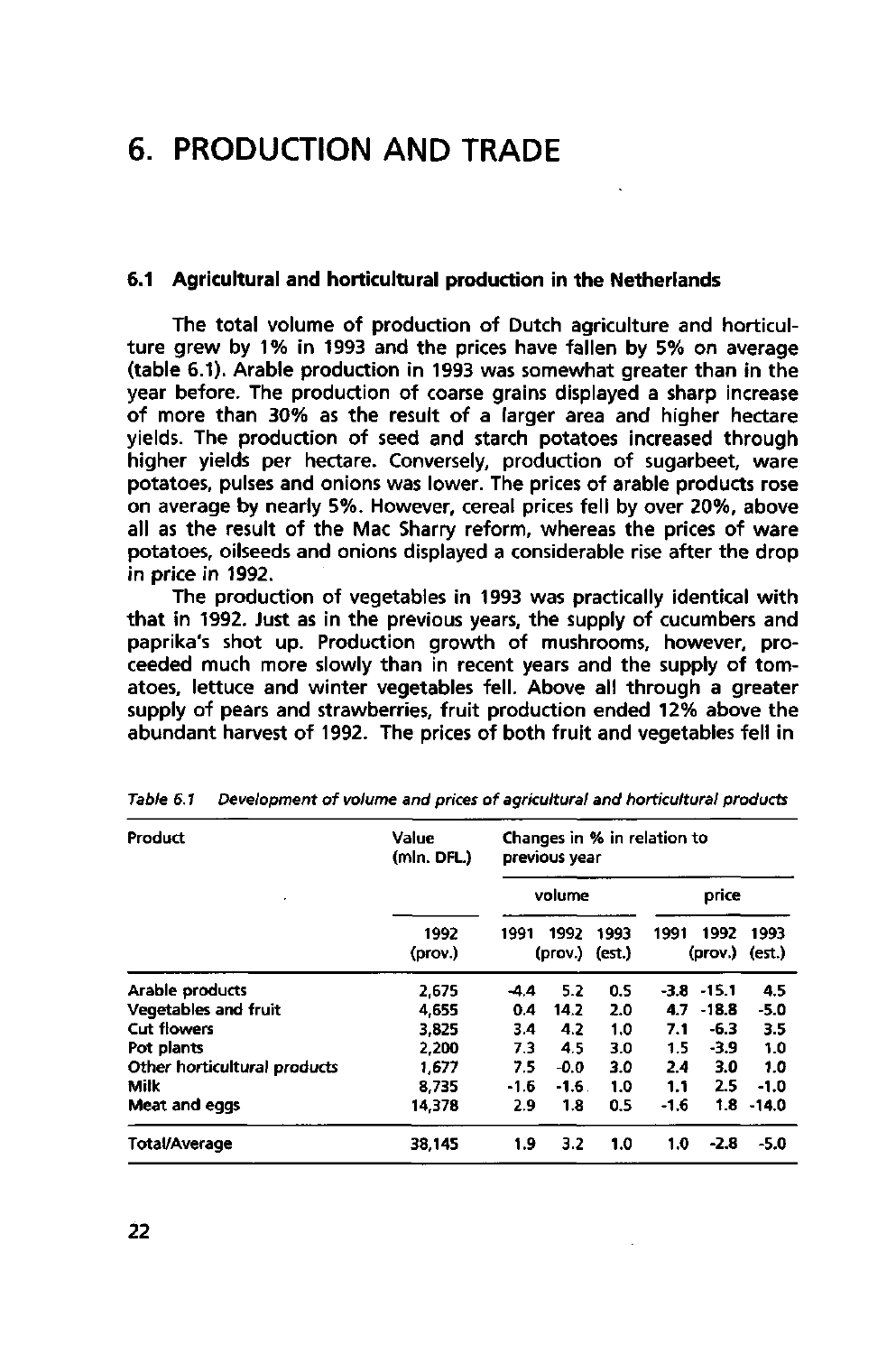# 6. PRODUCTION AND TRADE

## 6.1 Agricultural and horticultural production in the Netherlands

The total volume of production of Dutch agriculture and horticulture grew by 1% in 1993 and the prices have fallen by 5% on average (table 6.1). Arable production in 1993 was somewhat greater than in the year before. The production of coarse grains displayed a sharp increase of more than 30% as the result of a larger area and higher hectare yields. The production of seed and starch potatoes increased through higher yields per hectare. Conversely, production of sugarbeet, ware potatoes, pulses and onions was lower. The prices of arable products rose on average by nearly 5%. However, cereal prices fell by over 20%, above all as the result of the Mac Sharry reform, whereas the prices of ware potatoes, oilseeds and onions displayed a considerable rise after the drop in price in 1992.

The production of vegetables in 1993 was practically identical with that in 1992. Just as in the previous years, the supply of cucumbers and paprika's shot up. Production growth of mushrooms, however, proceeded much more slowly than in recent years and the supply of tomatoes, lettuce and winter vegetables fell. Above all through a greater supply of pears and strawberries, fruit production ended 12% above the abundant harvest of 1992. The prices of both fruit and vegetables fell in

*Table 6.1 Development of volume and prices of agricultural and horticultural products*

| Product | Value (mln. DFL.) | Changes in % in relation to previous year | | | | | |
|---|---|---|---|---|---|---|---|
| | | volume | | | price | | |
| | 1992 (prov.) | 1991 | 1992 (prov.) | 1993 (est.) | 1991 | 1992 (prov.) | 1993 (est.) |
| Arable products | 2,675 | -4.4 | 5.2 | 0.5 | -3.8 | -15.1 | 4.5 |
| Vegetables and fruit | 4,655 | 0.4 | 14.2 | 2.0 | 4.7 | -18.8 | -5.0 |
| Cut flowers | 3,825 | 3.4 | 4.2 | 1.0 | 7.1 | -6.3 | 3.5 |
| Pot plants | 2,200 | 7.3 | 4.5 | 3.0 | 1.5 | -3.9 | 1.0 |
| Other horticultural products | 1,677 | 7.5 | -0.0 | 3.0 | 2.4 | 3.0 | 1.0 |
| Milk | 8,735 | -1.6 | -1.6 | 1.0 | 1.1 | 2.5 | -1.0 |
| Meat and eggs | 14,378 | 2.9 | 1.8 | 0.5 | -1.6 | 1.8 | -14.0 |
| Total/Average | 38,145 | 1.9 | 3.2 | 1.0 | 1.0 | -2.8 | -5.0 |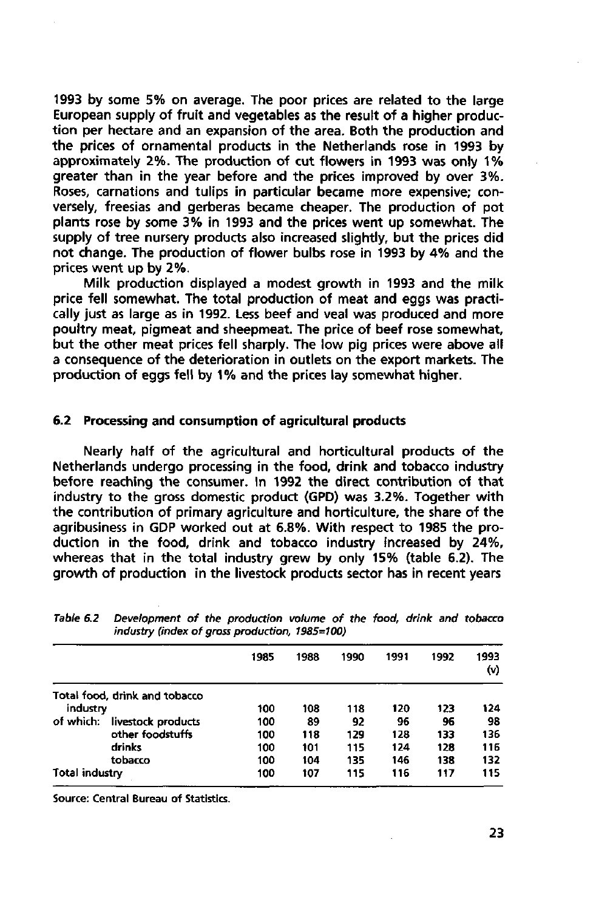1993 by some 5% on average. The poor prices are related to the large European supply of fruit and vegetables as the result of a higher production per hectare and an expansion of the area. Both the production and the prices of ornamental products in the Netherlands rose in 1993 by approximately 2%. The production of cut flowers in 1993 was only 1% greater than in the year before and the prices improved by over 3%. Roses, carnations and tulips in particular became more expensive; conversely, freesias and gerberas became cheaper. The production of pot plants rose by some 3% in 1993 and the prices went up somewhat. The supply of tree nursery products also increased slightly, but the prices did not change. The production of flower bulbs rose in 1993 by 4% and the prices went up by 2%.

Milk production displayed a modest growth in 1993 and the milk price fell somewhat. The total production of meat and eggs was practically just as large as in 1992. Less beef and veal was produced and more poultry meat, pigmeat and sheepmeat. The price of beef rose somewhat, but the other meat prices fell sharply. The low pig prices were above all a consequence of the deterioration in outlets on the export markets. The production of eggs fell by 1% and the prices lay somewhat higher.

### 6.2 Processing and consumption of agricultural products

Nearly half of the agricultural and horticultural products of the Netherlands undergo processing in the food, drink and tobacco industry before reaching the consumer. In 1992 the direct contribution of that industry to the gross domestic product (GPD) was 3.2%. Together with the contribution of primary agriculture and horticulture, the share of the agribusiness in GDP worked out at 6.8%. With respect to 1985 the production in the food, drink and tobacco industry increased by 24%, whereas that in the total industry grew by only 15% (table 6.2). The growth of production in the livestock products sector has in recent years

*Table 6.2 Development of the production volume of the food, drink and tobacco industry (index of gross production, 1985=100)*

| | 1985 | 1988 | 1990 | 1991 | 1992 | 1993 (v) |
|---|---|---|---|---|---|---|
| Total food, drink and tobacco industry | 100 | 108 | 118 | 120 | 123 | 124 |
| of which: livestock products | 100 | 89 | 92 | 96 | 96 | 98 |
| other foodstuffs | 100 | 118 | 129 | 128 | 133 | 136 |
| drinks | 100 | 101 | 115 | 124 | 128 | 116 |
| tobacco | 100 | 104 | 135 | 146 | 138 | 132 |
| Total industry | 100 | 107 | 115 | 116 | 117 | 115 |

Source: Central Bureau of Statistics.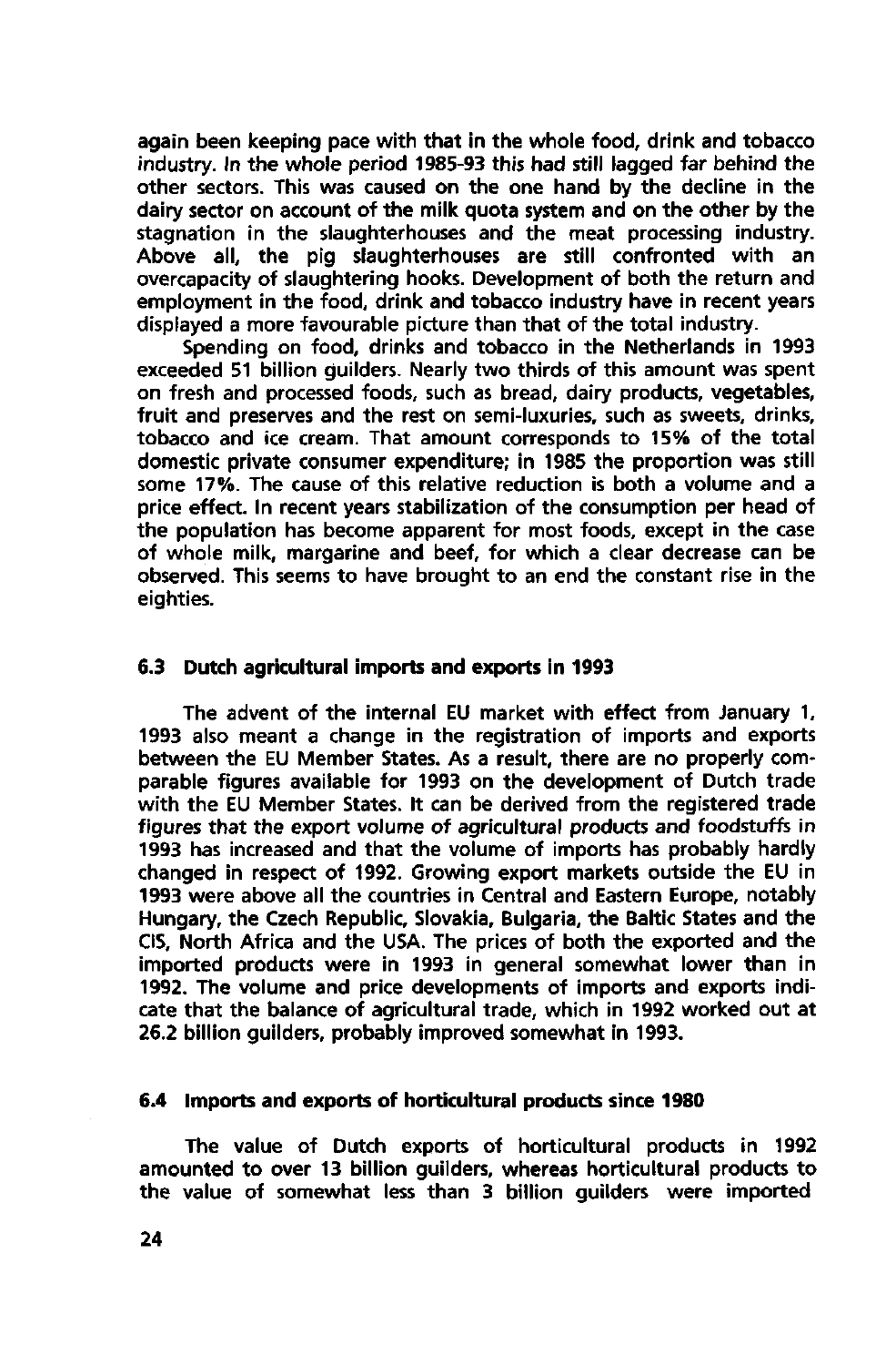again been keeping pace with that in the whole food, drink and tobacco industry. In the whole period 1985-93 this had still lagged far behind the other sectors. This was caused on the one hand by the decline in the dairy sector on account of the milk quota system and on the other by the stagnation in the slaughterhouses and the meat processing industry. Above all, the pig slaughterhouses are still confronted with an overcapacity of slaughtering hooks. Development of both the return and employment in the food, drink and tobacco industry have in recent years displayed a more favourable picture than that of the total industry.

Spending on food, drinks and tobacco in the Netherlands in 1993 exceeded 51 billion guilders. Nearly two thirds of this amount was spent on fresh and processed foods, such as bread, dairy products, vegetables, fruit and preserves and the rest on semi-luxuries, such as sweets, drinks, tobacco and ice cream. That amount corresponds to 15% of the total domestic private consumer expenditure; in 1985 the proportion was still some 17%. The cause of this relative reduction is both a volume and a price effect. In recent years stabilization of the consumption per head of the population has become apparent for most foods, except in the case of whole milk, margarine and beef, for which a clear decrease can be observed. This seems to have brought to an end the constant rise in the eighties.

### 6.3 Dutch agricultural imports and exports in 1993

The advent of the internal EU market with effect from January 1, 1993 also meant a change in the registration of imports and exports between the EU Member States. As a result, there are no properly comparable figures available for 1993 on the development of Dutch trade with the EU Member States. It can be derived from the registered trade figures that the export volume of agricultural products and foodstuffs in 1993 has increased and that the volume of imports has probably hardly changed in respect of 1992. Growing export markets outside the EU in 1993 were above all the countries in Central and Eastern Europe, notably Hungary, the Czech Republic, Slovakia, Bulgaria, the Baltic States and the CIS, North Africa and the USA. The prices of both the exported and the imported products were in 1993 in general somewhat lower than in 1992. The volume and price developments of imports and exports indicate that the balance of agricultural trade, which in 1992 worked out at 26.2 billion guilders, probably improved somewhat in 1993.

### 6.4 Imports and exports of horticultural products since 1980

The value of Dutch exports of horticultural products in 1992 amounted to over 13 billion guilders, whereas horticultural products to the value of somewhat less than 3 billion guilders were imported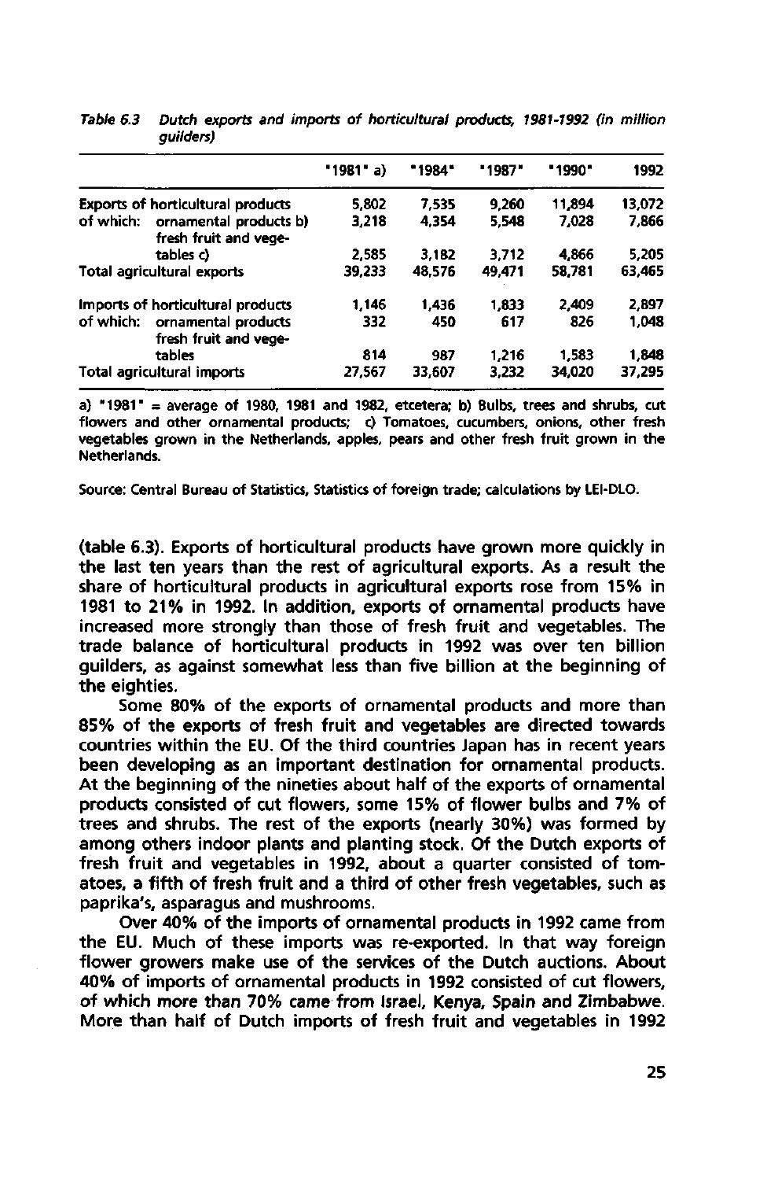*Table 6.3 Dutch exports and imports of horticultural products, 1981-1992 (in million guilders)*

| | "1981" a) | "1984" | "1987" | "1990" | 1992 |
|---|---|---|---|---|---|
| Exports of horticultural products | 5,802 | 7,535 | 9,260 | 11,894 | 13,072 |
| of which: ornamental products b) | 3,218 | 4,354 | 5,548 | 7,028 | 7,866 |
| fresh fruit and vegetables c) | 2,585 | 3,182 | 3,712 | 4,866 | 5,205 |
| Total agricultural exports | 39,233 | 48,576 | 49,471 | 58,781 | 63,465 |
| Imports of horticultural products | 1,146 | 1,436 | 1,833 | 2,409 | 2,897 |
| of which: ornamental products | 332 | 450 | 617 | 826 | 1,048 |
| fresh fruit and vegetables | 814 | 987 | 1,216 | 1,583 | 1,848 |
| Total agricultural imports | 27,567 | 33,607 | 3,232 | 34,020 | 37,295 |

a) "1981" = average of 1980, 1981 and 1982, etcetera; b) Bulbs, trees and shrubs, cut flowers and other ornamental products; c) Tomatoes, cucumbers, onions, other fresh vegetables grown in the Netherlands, apples, pears and other fresh fruit grown in the Netherlands.

Source: Central Bureau of Statistics, Statistics of foreign trade; calculations by LEI-DLO.

(table 6.3). Exports of horticultural products have grown more quickly in the last ten years than the rest of agricultural exports. As a result the share of horticultural products in agricultural exports rose from 15% in 1981 to 21% in 1992. In addition, exports of ornamental products have increased more strongly than those of fresh fruit and vegetables. The trade balance of horticultural products in 1992 was over ten billion guilders, as against somewhat less than five billion at the beginning of the eighties.

Some 80% of the exports of ornamental products and more than 85% of the exports of fresh fruit and vegetables are directed towards countries within the EU. Of the third countries Japan has in recent years been developing as an important destination for ornamental products. At the beginning of the nineties about half of the exports of ornamental products consisted of cut flowers, some 15% of flower bulbs and 7% of trees and shrubs. The rest of the exports (nearly 30%) was formed by among others indoor plants and planting stock. Of the Dutch exports of fresh fruit and vegetables in 1992, about a quarter consisted of tomatoes, a fifth of fresh fruit and a third of other fresh vegetables, such as paprika's, asparagus and mushrooms.

Over 40% of the imports of ornamental products in 1992 came from the EU. Much of these imports was re-exported. In that way foreign flower growers make use of the services of the Dutch auctions. About 40% of imports of ornamental products in 1992 consisted of cut flowers, of which more than 70% came from Israel, Kenya, Spain and Zimbabwe. More than half of Dutch imports of fresh fruit and vegetables in 1992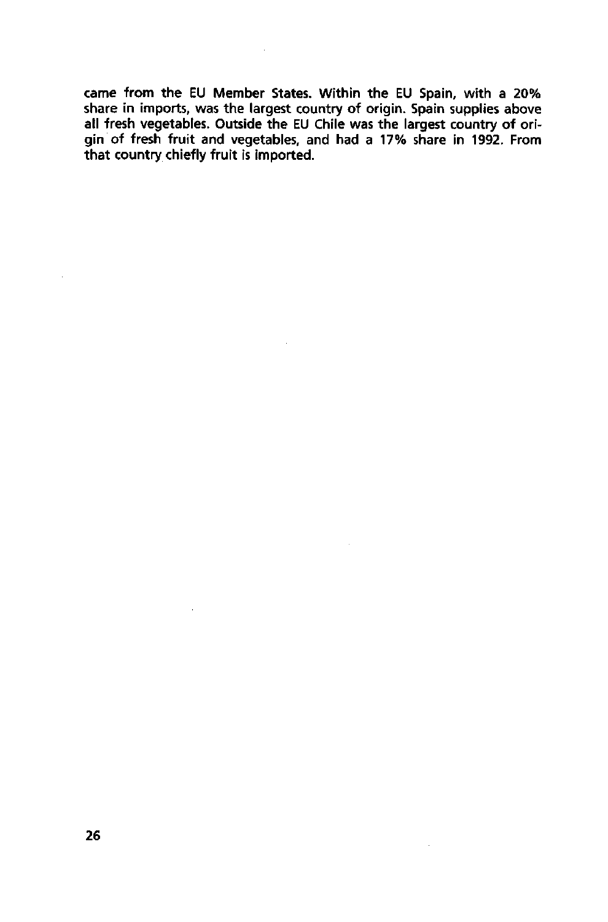came from the EU Member States. Within the EU Spain, with a 20% share in imports, was the largest country of origin. Spain supplies above all fresh vegetables. Outside the EU Chile was the largest country of origin of fresh fruit and vegetables, and had a 17% share in 1992. From that country chiefly fruit is imported.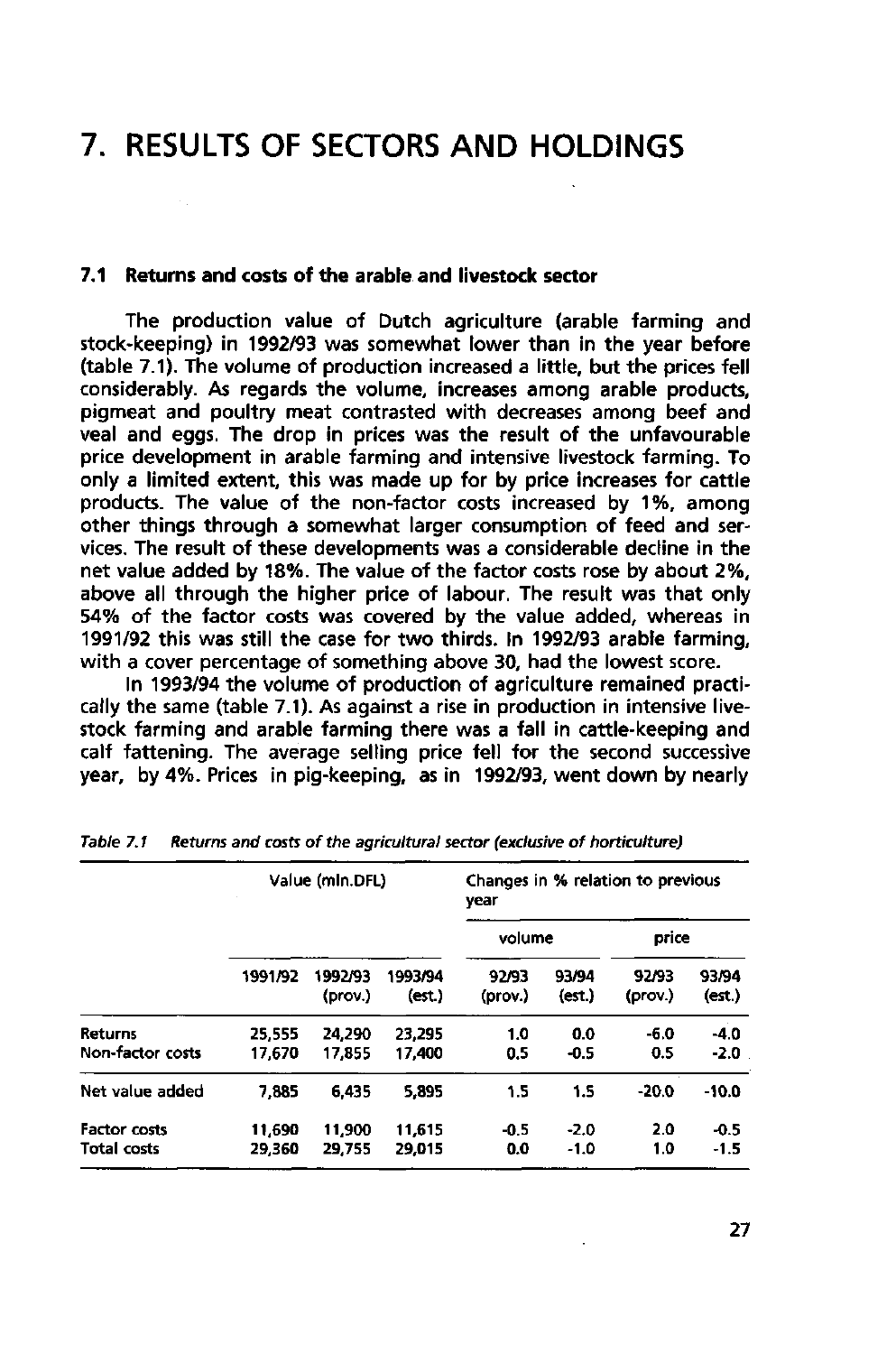# 7. RESULTS OF SECTORS AND HOLDINGS

### 7.1 Returns and costs of the arable and livestock sector

The production value of Dutch agriculture (arable farming and stock-keeping) in 1992/93 was somewhat lower than in the year before (table 7.1). The volume of production increased a little, but the prices fell considerably. As regards the volume, increases among arable products, pigmeat and poultry meat contrasted with decreases among beef and veal and eggs. The drop in prices was the result of the unfavourable price development in arable farming and intensive livestock farming. To only a limited extent, this was made up for by price increases for cattle products. The value of the non-factor costs increased by 1%, among other things through a somewhat larger consumption of feed and services. The result of these developments was a considerable decline in the net value added by 18%. The value of the factor costs rose by about 2%, above all through the higher price of labour. The result was that only 54% of the factor costs was covered by the value added, whereas in 1991/92 this was still the case for two thirds. In 1992/93 arable farming, with a cover percentage of something above 30, had the lowest score.

In 1993/94 the volume of production of agriculture remained practically the same (table 7.1). As against a rise in production in intensive livestock farming and arable farming there was a fall in cattle-keeping and calf fattening. The average selling price fell for the second successive year, by 4%. Prices in pig-keeping, as in 1992/93, went down by nearly

*Table 7.1 Returns and costs of the agricultural sector (exclusive of horticulture)*

| | Value (mln.DFL) | | | Changes in % relation to previous year | | | |
|---|---|---|---|---|---|---|---|
| | | | | volume | | price | |
| | 1991/92 | 1992/93 (prov.) | 1993/94 (est.) | 92/93 (prov.) | 93/94 (est.) | 92/93 (prov.) | 93/94 (est.) |
| Returns | 25,555 | 24,290 | 23,295 | 1.0 | 0.0 | -6.0 | -4.0 |
| Non-factor costs | 17,670 | 17,855 | 17,400 | 0.5 | -0.5 | 0.5 | -2.0 |
| Net value added | 7,885 | 6,435 | 5,895 | 1.5 | 1.5 | -20.0 | -10.0 |
| Factor costs | 11,690 | 11,900 | 11,615 | -0.5 | -2.0 | 2.0 | -0.5 |
| Total costs | 29,360 | 29,755 | 29,015 | 0.0 | -1.0 | 1.0 | -1.5 |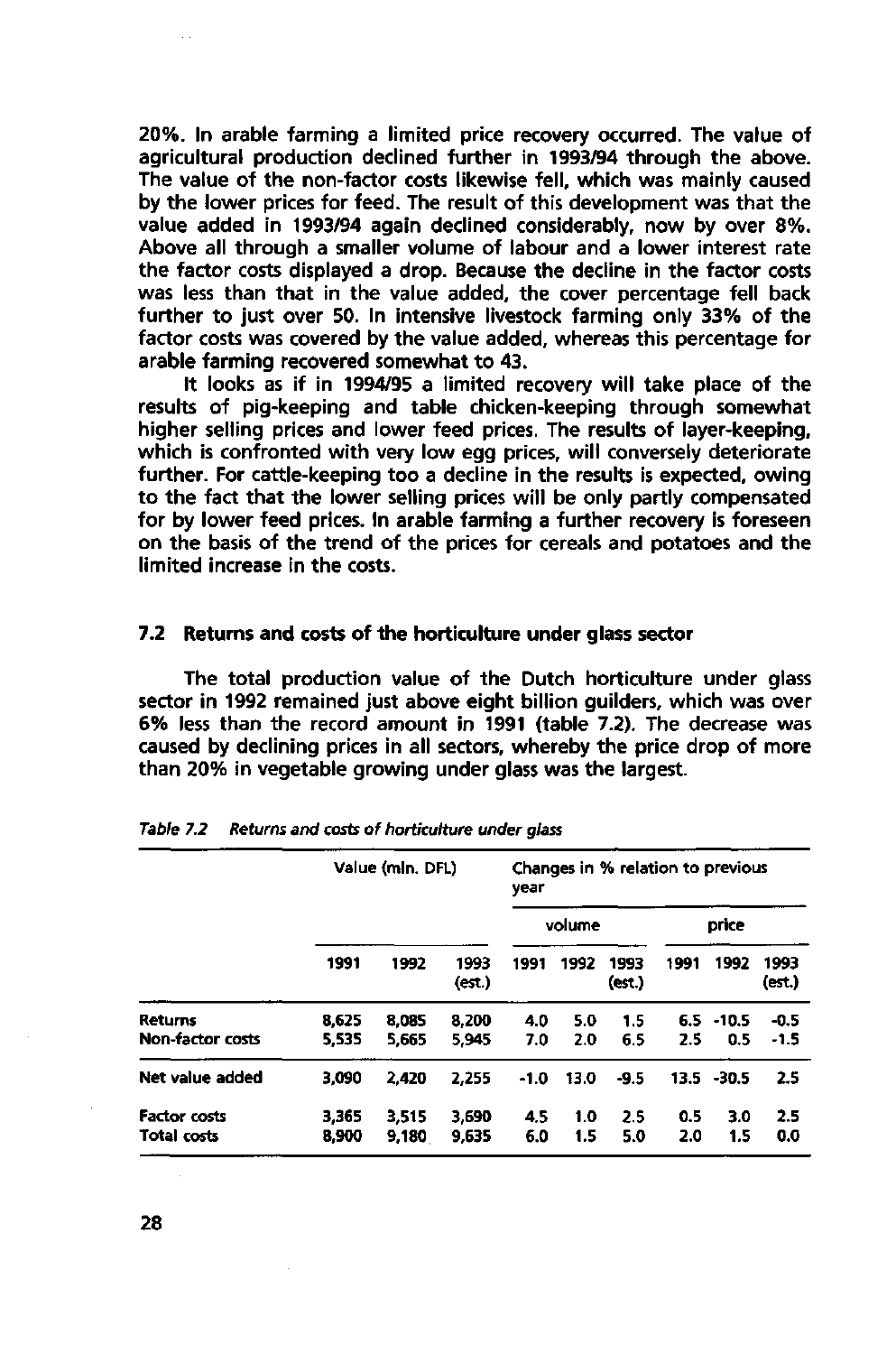20%. In arable farming a limited price recovery occurred. The value of agricultural production declined further in 1993/94 through the above. The value of the non-factor costs likewise fell, which was mainly caused by the lower prices for feed. The result of this development was that the value added in 1993/94 again declined considerably, now by over 8%. Above all through a smaller volume of labour and a lower interest rate the factor costs displayed a drop. Because the decline in the factor costs was less than that in the value added, the cover percentage fell back further to just over 50. In intensive livestock farming only 33% of the factor costs was covered by the value added, whereas this percentage for arable farming recovered somewhat to 43.

It looks as if in 1994/95 a limited recovery will take place of the results of pig-keeping and table chicken-keeping through somewhat higher selling prices and lower feed prices. The results of layer-keeping, which is confronted with very low egg prices, will conversely deteriorate further. For cattle-keeping too a decline in the results is expected, owing to the fact that the lower selling prices will be only partly compensated for by lower feed prices. In arable farming a further recovery is foreseen on the basis of the trend of the prices for cereals and potatoes and the limited increase in the costs.

## 7.2 Returns and costs of the horticulture under glass sector

The total production value of the Dutch horticulture under glass sector in 1992 remained just above eight billion guilders, which was over 6% less than the record amount in 1991 (table 7.2). The decrease was caused by declining prices in all sectors, whereby the price drop of more than 20% in vegetable growing under glass was the largest.

*Table 7.2 Returns and costs of horticulture under glass*

| | Value (mln. DFL) | | | Changes in % relation to previous year | | | | | |
|---|---|---|---|---|---|---|---|---|---|
| | | | | volume | | | price | | |
| | 1991 | 1992 | 1993 (est.) | 1991 | 1992 | 1993 (est.) | 1991 | 1992 | 1993 (est.) |
| **Returns** | 8,625 | 8,085 | 8,200 | 4.0 | 5.0 | 1.5 | 6.5 | -10.5 | -0.5 |
| **Non-factor costs** | 5,535 | 5,665 | 5,945 | 7.0 | 2.0 | 6.5 | 2.5 | 0.5 | -1.5 |
| **Net value added** | 3,090 | 2,420 | 2,255 | -1.0 | 13.0 | -9.5 | 13.5 | -30.5 | 2.5 |
| **Factor costs** | 3,365 | 3,515 | 3,690 | 4.5 | 1.0 | 2.5 | 0.5 | 3.0 | 2.5 |
| **Total costs** | 8,900 | 9,180 | 9,635 | 6.0 | 1.5 | 5.0 | 2.0 | 1.5 | 0.0 |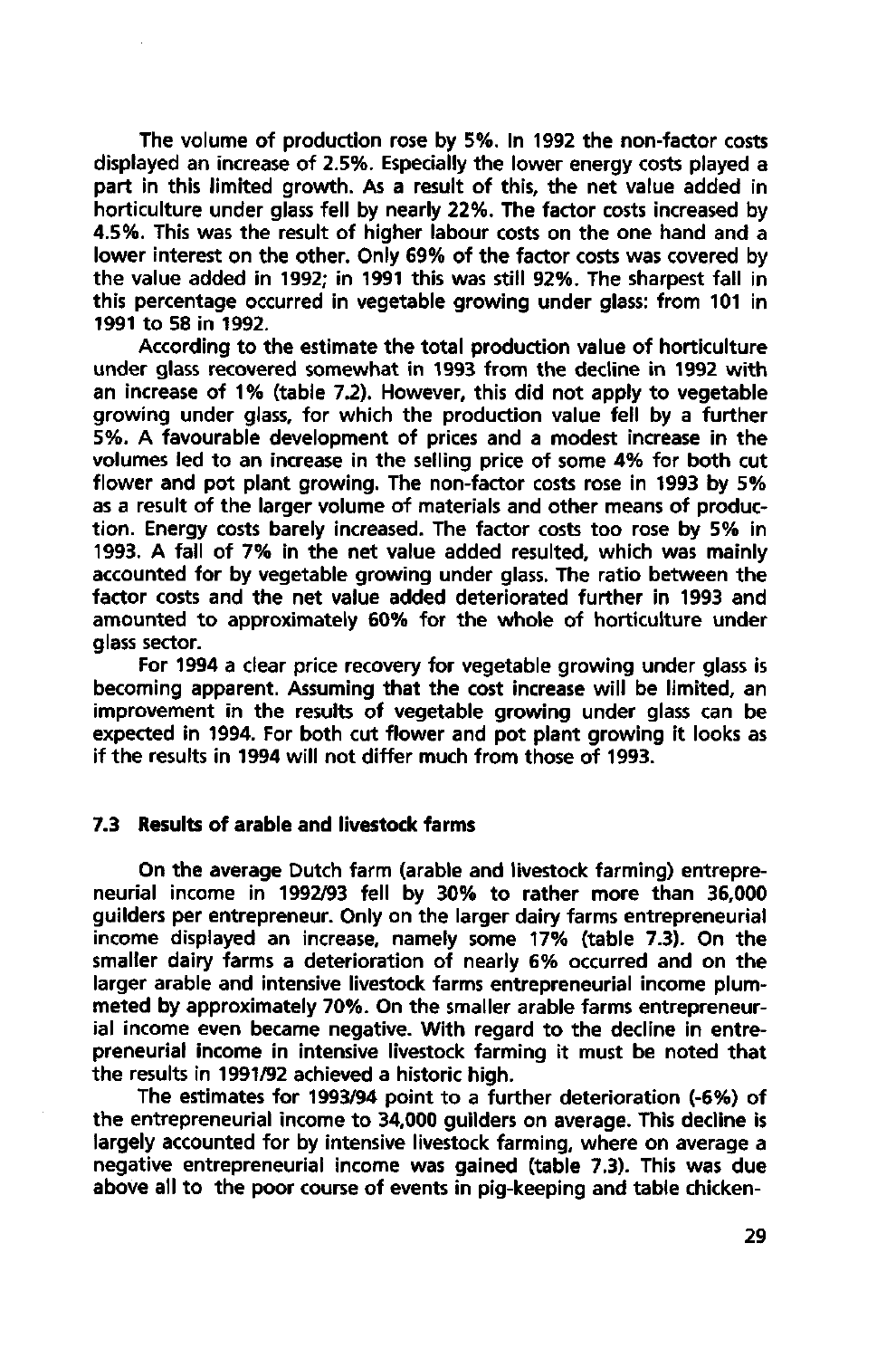The volume of production rose by 5%. In 1992 the non-factor costs displayed an increase of 2.5%. Especially the lower energy costs played a part in this limited growth. As a result of this, the net value added in horticulture under glass fell by nearly 22%. The factor costs increased by 4.5%. This was the result of higher labour costs on the one hand and a lower interest on the other. Only 69% of the factor costs was covered by the value added in 1992; in 1991 this was still 92%. The sharpest fall in this percentage occurred in vegetable growing under glass: from 101 in 1991 to 58 in 1992.

According to the estimate the total production value of horticulture under glass recovered somewhat in 1993 from the decline in 1992 with an increase of 1% (table 7.2). However, this did not apply to vegetable growing under glass, for which the production value fell by a further 5%. A favourable development of prices and a modest increase in the volumes led to an increase in the selling price of some 4% for both cut flower and pot plant growing. The non-factor costs rose in 1993 by 5% as a result of the larger volume of materials and other means of production. Energy costs barely increased. The factor costs too rose by 5% in 1993. A fall of 7% in the net value added resulted, which was mainly accounted for by vegetable growing under glass. The ratio between the factor costs and the net value added deteriorated further in 1993 and amounted to approximately 60% for the whole of horticulture under glass sector.

For 1994 a clear price recovery for vegetable growing under glass is becoming apparent. Assuming that the cost increase will be limited, an improvement in the results of vegetable growing under glass can be expected in 1994. For both cut flower and pot plant growing it looks as if the results in 1994 will not differ much from those of 1993.

### 7.3 Results of arable and livestock farms

On the average Dutch farm (arable and livestock farming) entrepreneurial income in 1992/93 fell by 30% to rather more than 36,000 guilders per entrepreneur. Only on the larger dairy farms entrepreneurial income displayed an increase, namely some 17% (table 7.3). On the smaller dairy farms a deterioration of nearly 6% occurred and on the larger arable and intensive livestock farms entrepreneurial income plummeted by approximately 70%. On the smaller arable farms entrepreneurial income even became negative. With regard to the decline in entrepreneurial income in intensive livestock farming it must be noted that the results in 1991/92 achieved a historic high.

The estimates for 1993/94 point to a further deterioration (-6%) of the entrepreneurial income to 34,000 guilders on average. This decline is largely accounted for by intensive livestock farming, where on average a negative entrepreneurial income was gained (table 7.3). This was due above all to the poor course of events in pig-keeping and table chicken-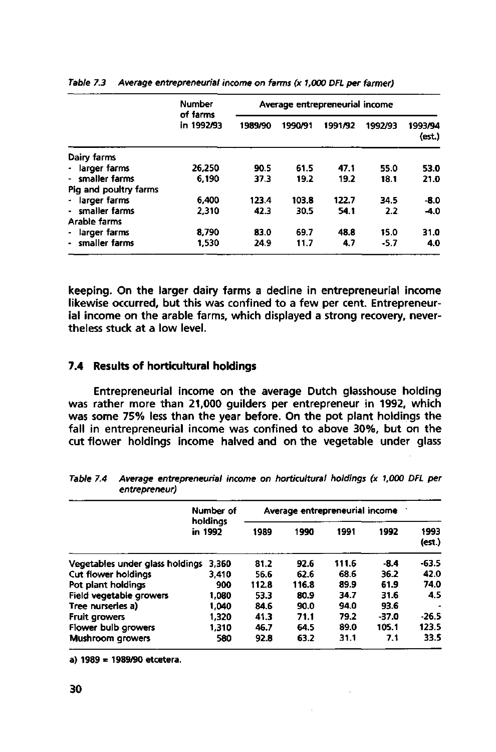*Table 7.3 Average entrepreneurial income on farms (x 1,000 DFL per farmer)*

| | Number of farms in 1992/93 | Average entrepreneurial income | | | | |
|---|---|---|---|---|---|---|
| | | 1989/90 | 1990/91 | 1991/92 | 1992/93 | 1993/94 (est.) |
| Dairy farms | | | | | | |
| - larger farms | 26,250 | 90.5 | 61.5 | 47.1 | 55.0 | 53.0 |
| - smaller farms | 6,190 | 37.3 | 19.2 | 19.2 | 18.1 | 21.0 |
| Pig and poultry farms | | | | | | |
| - larger farms | 6,400 | 123.4 | 103.8 | 122.7 | 34.5 | -8.0 |
| - smaller farms | 2,310 | 42.3 | 30.5 | 54.1 | 2.2 | -4.0 |
| Arable farms | | | | | | |
| - larger farms | 8,790 | 83.0 | 69.7 | 48.8 | 15.0 | 31.0 |
| - smaller farms | 1,530 | 24.9 | 11.7 | 4.7 | -5.7 | 4.0 |

keeping. On the larger dairy farms a decline in entrepreneurial income likewise occurred, but this was confined to a few per cent. Entrepreneurial income on the arable farms, which displayed a strong recovery, nevertheless stuck at a low level.

### 7.4 Results of horticultural holdings

Entrepreneurial income on the average Dutch glasshouse holding was rather more than 21,000 guilders per entrepreneur in 1992, which was some 75% less than the year before. On the pot plant holdings the fall in entrepreneurial income was confined to above 30%, but on the cut flower holdings income halved and on the vegetable under glass

*Table 7.4 Average entrepreneurial income on horticultural holdings (x 1,000 DFL per entrepreneur)*

| | Number of holdings in 1992 | Average entrepreneurial income | | | | |
|---|---|---|---|---|---|---|
| | | 1989 | 1990 | 1991 | 1992 | 1993 (est.) |
| Vegetables under glass holdings | 3,360 | 81.2 | 92.6 | 111.6 | -8.4 | -63.5 |
| Cut flower holdings | 3,410 | 56.6 | 62.6 | 68.6 | 36.2 | 42.0 |
| Pot plant holdings | 900 | 112.8 | 116.8 | 89.9 | 61.9 | 74.0 |
| Field vegetable growers | 1,080 | 53.3 | 80.9 | 34.7 | 31.6 | 4.5 |
| Tree nurseries a) | 1,040 | 84.6 | 90.0 | 94.0 | 93.6 | - |
| Fruit growers | 1,320 | 41.3 | 71.1 | 79.2 | -37.0 | -26.5 |
| Flower bulb growers | 1,310 | 46.7 | 64.5 | 89.0 | 105.1 | 123.5 |
| Mushroom growers | 580 | 92.8 | 63.2 | 31.1 | 7.1 | 33.5 |

a) 1989 = 1989/90 etcetera.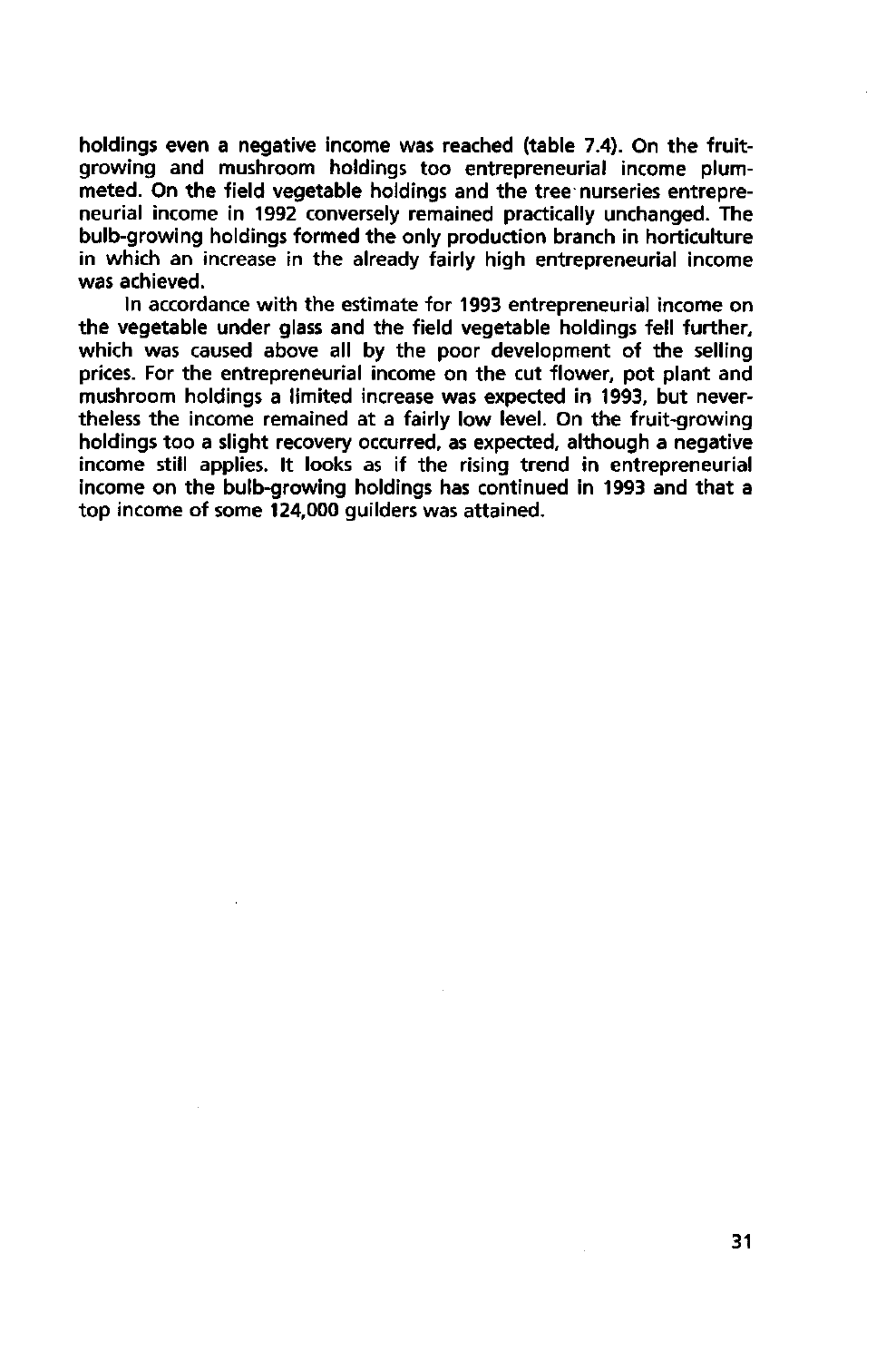holdings even a negative income was reached (table 7.4). On the fruit-growing and mushroom holdings too entrepreneurial income plummeted. On the field vegetable holdings and the tree nurseries entrepreneurial income in 1992 conversely remained practically unchanged. The bulb-growing holdings formed the only production branch in horticulture in which an increase in the already fairly high entrepreneurial income was achieved.

In accordance with the estimate for 1993 entrepreneurial income on the vegetable under glass and the field vegetable holdings fell further, which was caused above all by the poor development of the selling prices. For the entrepreneurial income on the cut flower, pot plant and mushroom holdings a limited increase was expected in 1993, but nevertheless the income remained at a fairly low level. On the fruit-growing holdings too a slight recovery occurred, as expected, although a negative income still applies. It looks as if the rising trend in entrepreneurial income on the bulb-growing holdings has continued in 1993 and that a top income of some 124,000 guilders was attained.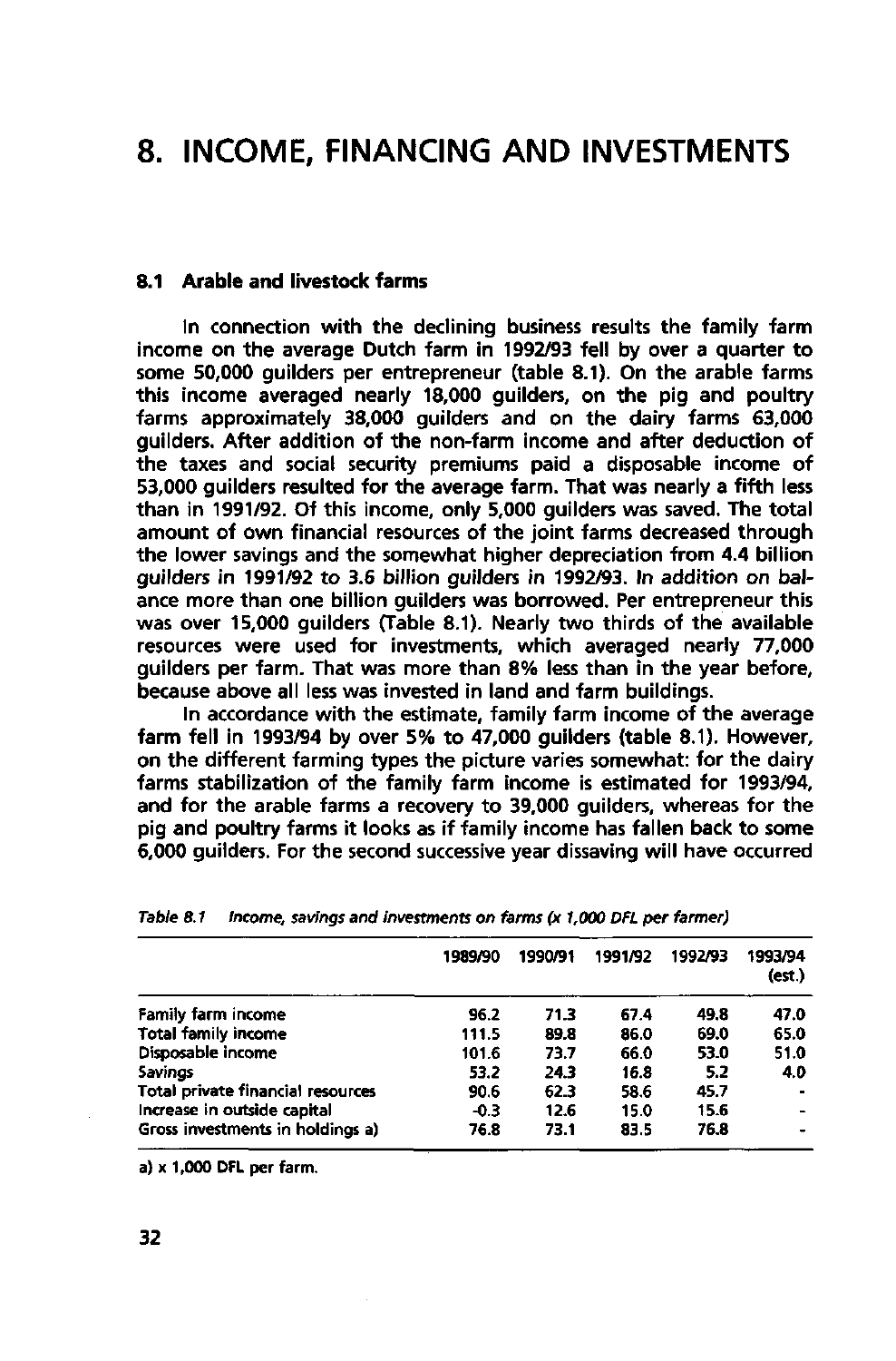# 8. INCOME, FINANCING AND INVESTMENTS

## 8.1 Arable and livestock farms

In connection with the declining business results the family farm income on the average Dutch farm in 1992/93 fell by over a quarter to some 50,000 guilders per entrepreneur (table 8.1). On the arable farms this income averaged nearly 18,000 guilders, on the pig and poultry farms approximately 38,000 guilders and on the dairy farms 63,000 guilders. After addition of the non-farm income and after deduction of the taxes and social security premiums paid a disposable income of 53,000 guilders resulted for the average farm. That was nearly a fifth less than in 1991/92. Of this income, only 5,000 guilders was saved. The total amount of own financial resources of the joint farms decreased through the lower savings and the somewhat higher depreciation from 4.4 billion guilders in 1991/92 to 3.6 billion guilders in 1992/93. In addition on balance more than one billion guilders was borrowed. Per entrepreneur this was over 15,000 guilders (Table 8.1). Nearly two thirds of the available resources were used for investments, which averaged nearly 77,000 guilders per farm. That was more than 8% less than in the year before, because above all less was invested in land and farm buildings.

In accordance with the estimate, family farm income of the average farm fell in 1993/94 by over 5% to 47,000 guilders (table 8.1). However, on the different farming types the picture varies somewhat: for the dairy farms stabilization of the family farm income is estimated for 1993/94, and for the arable farms a recovery to 39,000 guilders, whereas for the pig and poultry farms it looks as if family income has fallen back to some 6,000 guilders. For the second successive year dissaving will have occurred

*Table 8.1 Income, savings and investments on farms (x 1,000 DFL per farmer)*

| | 1989/90 | 1990/91 | 1991/92 | 1992/93 | 1993/94 (est.) |
|---|---|---|---|---|---|
| Family farm income | 96.2 | 71.3 | 67.4 | 49.8 | 47.0 |
| Total family income | 111.5 | 89.8 | 86.0 | 69.0 | 65.0 |
| Disposable income | 101.6 | 73.7 | 66.0 | 53.0 | 51.0 |
| Savings | 53.2 | 24.3 | 16.8 | 5.2 | 4.0 |
| Total private financial resources | 90.6 | 62.3 | 58.6 | 45.7 | - |
| Increase in outside capital | -0.3 | 12.6 | 15.0 | 15.6 | - |
| Gross investments in holdings a) | 76.8 | 73.1 | 83.5 | 76.8 | - |

a) x 1,000 DFL per farm.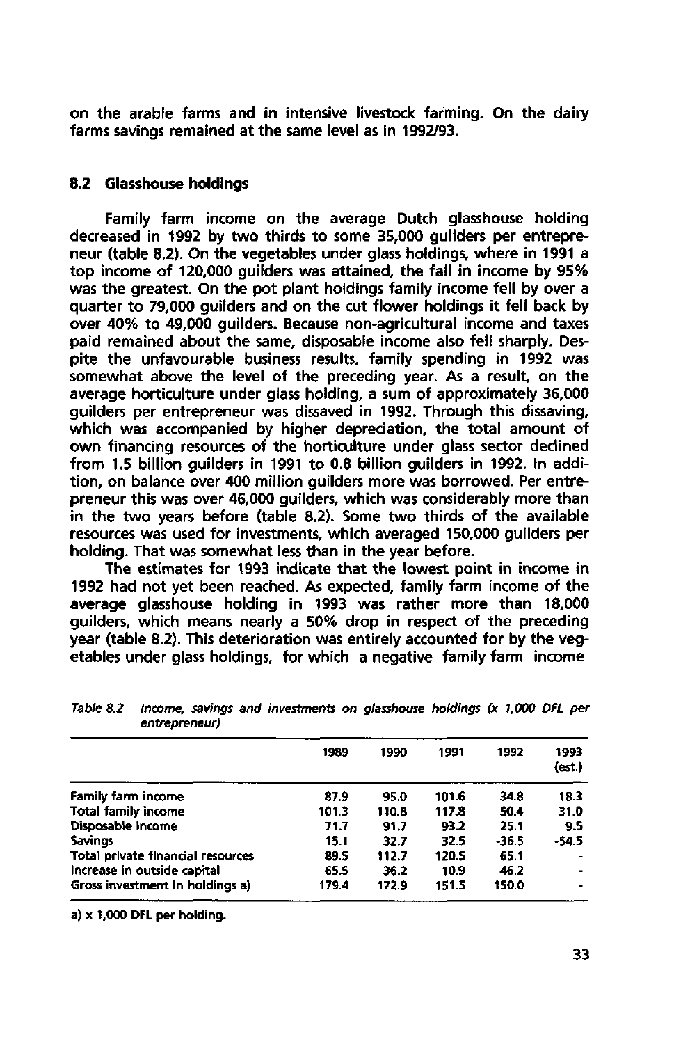on the arable farms and in intensive livestock farming. On the dairy farms savings remained at the same level as in 1992/93.

## 8.2 Glasshouse holdings

Family farm income on the average Dutch glasshouse holding decreased in 1992 by two thirds to some 35,000 guilders per entrepreneur (table 8.2). On the vegetables under glass holdings, where in 1991 a top income of 120,000 guilders was attained, the fall in income by 95% was the greatest. On the pot plant holdings family income fell by over a quarter to 79,000 guilders and on the cut flower holdings it fell back by over 40% to 49,000 guilders. Because non-agricultural income and taxes paid remained about the same, disposable income also fell sharply. Despite the unfavourable business results, family spending in 1992 was somewhat above the level of the preceding year. As a result, on the average horticulture under glass holding, a sum of approximately 36,000 guilders per entrepreneur was dissaved in 1992. Through this dissaving, which was accompanied by higher depreciation, the total amount of own financing resources of the horticulture under glass sector declined from 1.5 billion guilders in 1991 to 0.8 billion guilders in 1992. In addition, on balance over 400 million guilders more was borrowed. Per entrepreneur this was over 46,000 guilders, which was considerably more than in the two years before (table 8.2). Some two thirds of the available resources was used for investments, which averaged 150,000 guilders per holding. That was somewhat less than in the year before.

The estimates for 1993 indicate that the lowest point in income in 1992 had not yet been reached. As expected, family farm income of the average glasshouse holding in 1993 was rather more than 18,000 guilders, which means nearly a 50% drop in respect of the preceding year (table 8.2). This deterioration was entirely accounted for by the vegetables under glass holdings, for which a negative family farm income

*Table 8.2 Income, savings and investments on glasshouse holdings (x 1,000 DFL per entrepreneur)*

| | 1989 | 1990 | 1991 | 1992 | 1993 (est.) |
|---|---|---|---|---|---|
| Family farm income | 87.9 | 95.0 | 101.6 | 34.8 | 18.3 |
| Total family income | 101.3 | 110.8 | 117.8 | 50.4 | 31.0 |
| Disposable income | 71.7 | 91.7 | 93.2 | 25.1 | 9.5 |
| Savings | 15.1 | 32.7 | 32.5 | -36.5 | -54.5 |
| Total private financial resources | 89.5 | 112.7 | 120.5 | 65.1 | - |
| Increase in outside capital | 65.5 | 36.2 | 10.9 | 46.2 | - |
| Gross investment in holdings a) | 179.4 | 172.9 | 151.5 | 150.0 | - |

a) x 1,000 DFL per holding.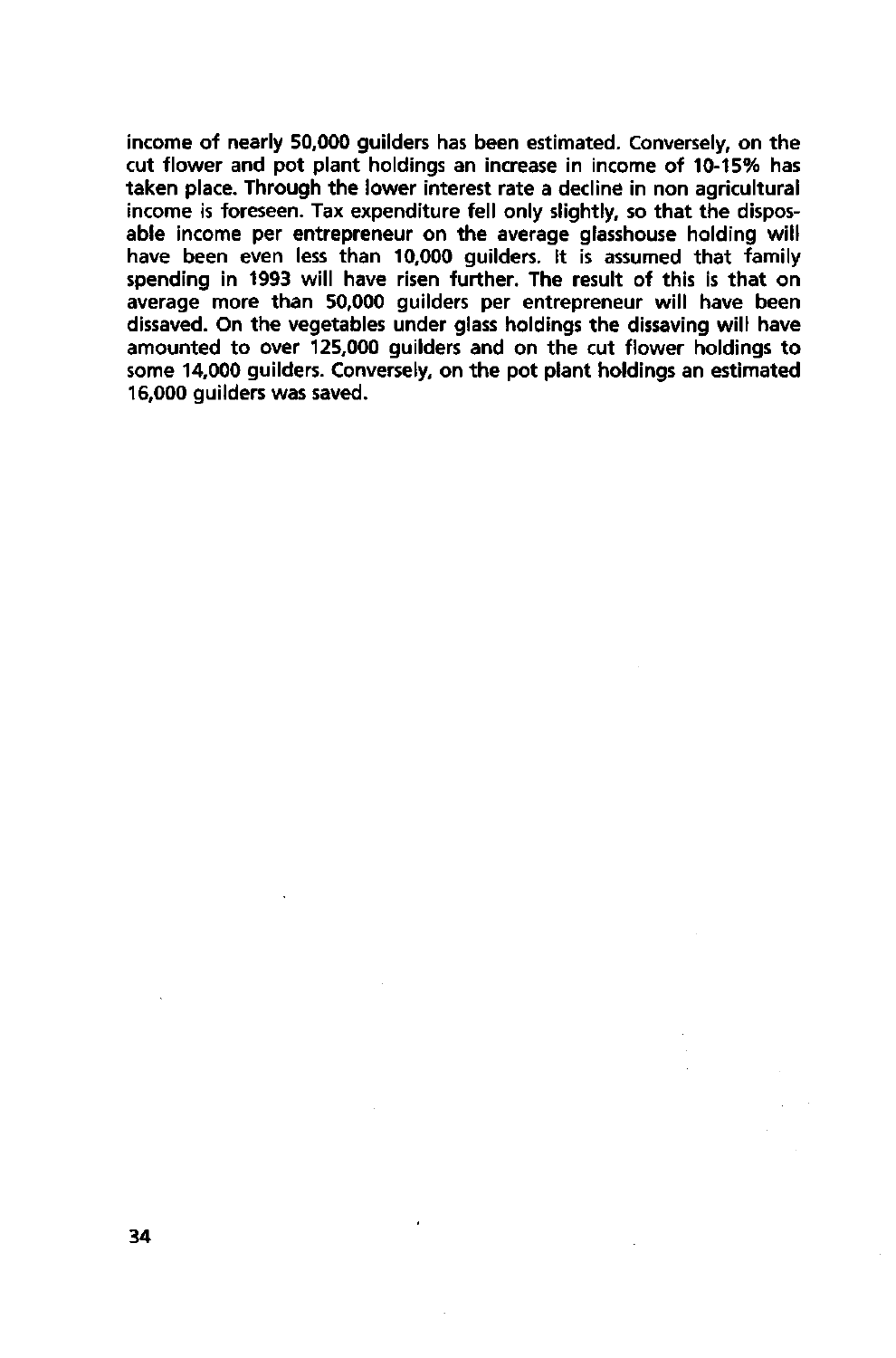income of nearly 50,000 guilders has been estimated. Conversely, on the cut flower and pot plant holdings an increase in income of 10-15% has taken place. Through the lower interest rate a decline in non agricultural income is foreseen. Tax expenditure fell only slightly, so that the disposable income per entrepreneur on the average glasshouse holding will have been even less than 10,000 guilders. It is assumed that family spending in 1993 will have risen further. The result of this is that on average more than 50,000 guilders per entrepreneur will have been dissaved. On the vegetables under glass holdings the dissaving will have amounted to over 125,000 guilders and on the cut flower holdings to some 14,000 guilders. Conversely, on the pot plant holdings an estimated 16,000 guilders was saved.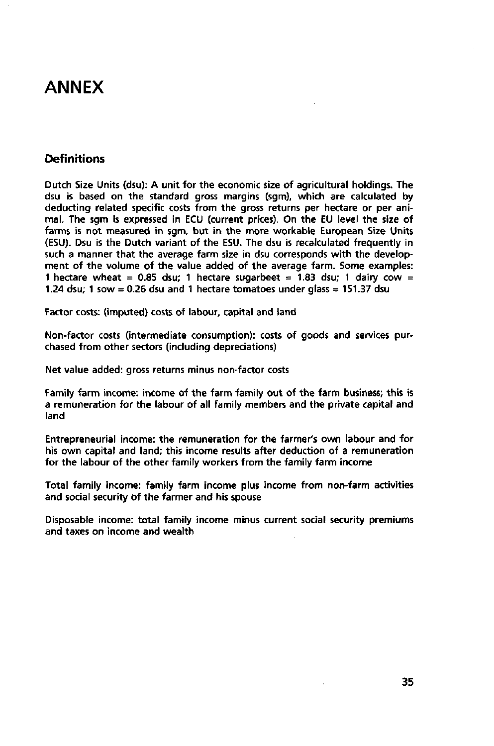# ANNEX

## Definitions

Dutch Size Units (dsu): A unit for the economic size of agricultural holdings. The dsu is based on the standard gross margins (sgm), which are calculated by deducting related specific costs from the gross returns per hectare or per animal. The sgm is expressed in ECU (current prices). On the EU level the size of farms is not measured in sgm, but in the more workable European Size Units (ESU). Dsu is the Dutch variant of the ESU. The dsu is recalculated frequently in such a manner that the average farm size in dsu corresponds with the development of the volume of the value added of the average farm. Some examples: 1 hectare wheat = 0.85 dsu; 1 hectare sugarbeet = 1.83 dsu; 1 dairy cow = 1.24 dsu; 1 sow = 0.26 dsu and 1 hectare tomatoes under glass = 151.37 dsu

Factor costs: (imputed) costs of labour, capital and land

Non-factor costs (intermediate consumption): costs of goods and services purchased from other sectors (including depreciations)

Net value added: gross returns minus non-factor costs

Family farm income: income of the farm family out of the farm business; this is a remuneration for the labour of all family members and the private capital and land

Entrepreneurial income: the remuneration for the farmer's own labour and for his own capital and land; this income results after deduction of a remuneration for the labour of the other family workers from the family farm income

Total family income: family farm income plus income from non-farm activities and social security of the farmer and his spouse

Disposable income: total family income minus current social security premiums and taxes on income and wealth